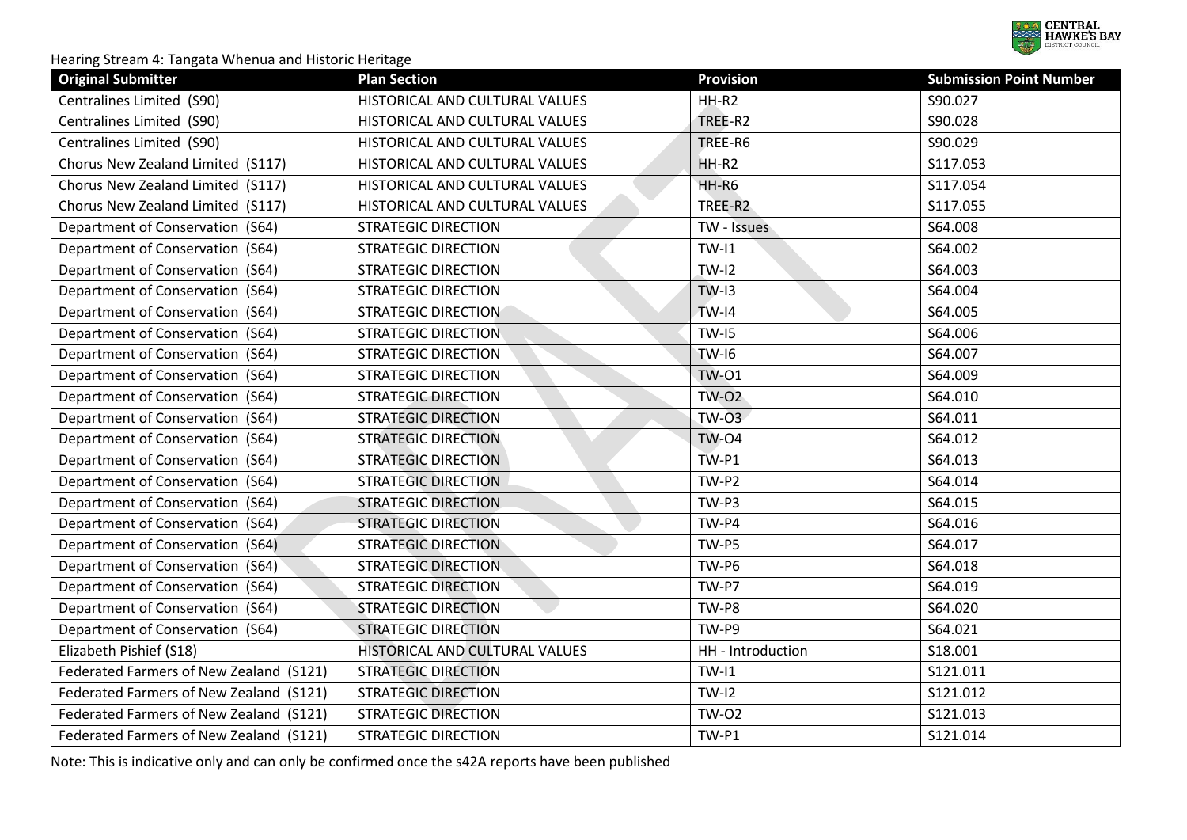Hearing Stream 4: Tangata Whenua and Historic Heritage

| Original Submitter | Plan Section | Provision | Submission Point Number |
|---|---|---|---|
| Centralines Limited (S90) | HISTORICAL AND CULTURAL VALUES | HH-R2 | S90.027 |
| Centralines Limited (S90) | HISTORICAL AND CULTURAL VALUES | TREE-R2 | S90.028 |
| Centralines Limited (S90) | HISTORICAL AND CULTURAL VALUES | TREE-R6 | S90.029 |
| Chorus New Zealand Limited (S117) | HISTORICAL AND CULTURAL VALUES | HH-R2 | S117.053 |
| Chorus New Zealand Limited (S117) | HISTORICAL AND CULTURAL VALUES | HH-R6 | S117.054 |
| Chorus New Zealand Limited (S117) | HISTORICAL AND CULTURAL VALUES | TREE-R2 | S117.055 |
| Department of Conservation (S64) | STRATEGIC DIRECTION | TW - Issues | S64.008 |
| Department of Conservation (S64) | STRATEGIC DIRECTION | TW-I1 | S64.002 |
| Department of Conservation (S64) | STRATEGIC DIRECTION | TW-I2 | S64.003 |
| Department of Conservation (S64) | STRATEGIC DIRECTION | TW-I3 | S64.004 |
| Department of Conservation (S64) | STRATEGIC DIRECTION | TW-I4 | S64.005 |
| Department of Conservation (S64) | STRATEGIC DIRECTION | TW-I5 | S64.006 |
| Department of Conservation (S64) | STRATEGIC DIRECTION | TW-I6 | S64.007 |
| Department of Conservation (S64) | STRATEGIC DIRECTION | TW-O1 | S64.009 |
| Department of Conservation (S64) | STRATEGIC DIRECTION | TW-O2 | S64.010 |
| Department of Conservation (S64) | STRATEGIC DIRECTION | TW-O3 | S64.011 |
| Department of Conservation (S64) | STRATEGIC DIRECTION | TW-O4 | S64.012 |
| Department of Conservation (S64) | STRATEGIC DIRECTION | TW-P1 | S64.013 |
| Department of Conservation (S64) | STRATEGIC DIRECTION | TW-P2 | S64.014 |
| Department of Conservation (S64) | STRATEGIC DIRECTION | TW-P3 | S64.015 |
| Department of Conservation (S64) | STRATEGIC DIRECTION | TW-P4 | S64.016 |
| Department of Conservation (S64) | STRATEGIC DIRECTION | TW-P5 | S64.017 |
| Department of Conservation (S64) | STRATEGIC DIRECTION | TW-P6 | S64.018 |
| Department of Conservation (S64) | STRATEGIC DIRECTION | TW-P7 | S64.019 |
| Department of Conservation (S64) | STRATEGIC DIRECTION | TW-P8 | S64.020 |
| Department of Conservation (S64) | STRATEGIC DIRECTION | TW-P9 | S64.021 |
| Elizabeth Pishief (S18) | HISTORICAL AND CULTURAL VALUES | HH - Introduction | S18.001 |
| Federated Farmers of New Zealand (S121) | STRATEGIC DIRECTION | TW-I1 | S121.011 |
| Federated Farmers of New Zealand (S121) | STRATEGIC DIRECTION | TW-I2 | S121.012 |
| Federated Farmers of New Zealand (S121) | STRATEGIC DIRECTION | TW-O2 | S121.013 |
| Federated Farmers of New Zealand (S121) | STRATEGIC DIRECTION | TW-P1 | S121.014 |

Note: This is indicative only and can only be confirmed once the s42A reports have been published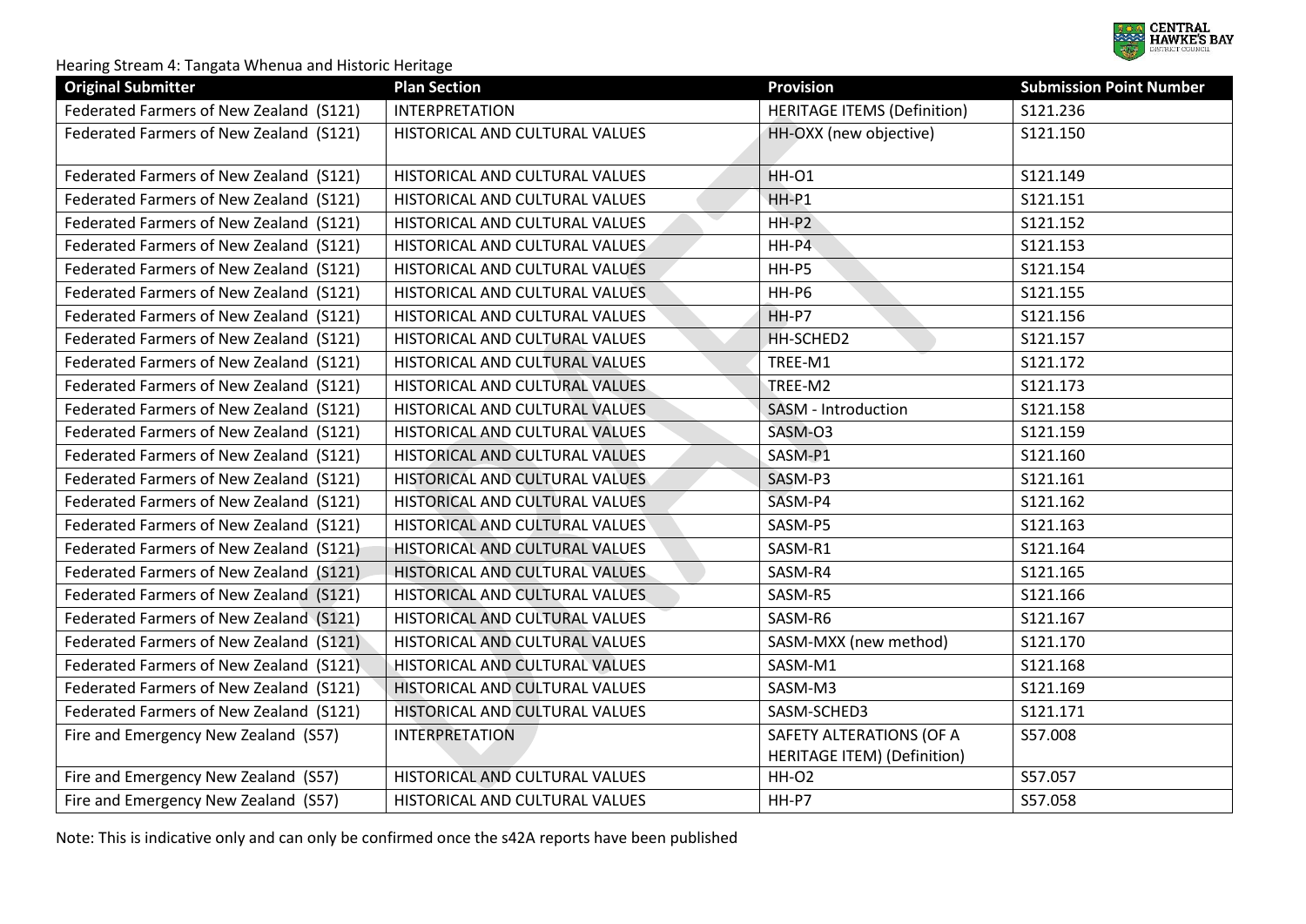Hearing Stream 4: Tangata Whenua and Historic Heritage

| Original Submitter | Plan Section | Provision | Submission Point Number |
| --- | --- | --- | --- |
| Federated Farmers of New Zealand (S121) | INTERPRETATION | HERITAGE ITEMS (Definition) | S121.236 |
| Federated Farmers of New Zealand (S121) | HISTORICAL AND CULTURAL VALUES | HH-OXX (new objective) | S121.150 |
| Federated Farmers of New Zealand (S121) | HISTORICAL AND CULTURAL VALUES | HH-O1 | S121.149 |
| Federated Farmers of New Zealand (S121) | HISTORICAL AND CULTURAL VALUES | HH-P1 | S121.151 |
| Federated Farmers of New Zealand (S121) | HISTORICAL AND CULTURAL VALUES | HH-P2 | S121.152 |
| Federated Farmers of New Zealand (S121) | HISTORICAL AND CULTURAL VALUES | HH-P4 | S121.153 |
| Federated Farmers of New Zealand (S121) | HISTORICAL AND CULTURAL VALUES | HH-P5 | S121.154 |
| Federated Farmers of New Zealand (S121) | HISTORICAL AND CULTURAL VALUES | HH-P6 | S121.155 |
| Federated Farmers of New Zealand (S121) | HISTORICAL AND CULTURAL VALUES | HH-P7 | S121.156 |
| Federated Farmers of New Zealand (S121) | HISTORICAL AND CULTURAL VALUES | HH-SCHED2 | S121.157 |
| Federated Farmers of New Zealand (S121) | HISTORICAL AND CULTURAL VALUES | TREE-M1 | S121.172 |
| Federated Farmers of New Zealand (S121) | HISTORICAL AND CULTURAL VALUES | TREE-M2 | S121.173 |
| Federated Farmers of New Zealand (S121) | HISTORICAL AND CULTURAL VALUES | SASM - Introduction | S121.158 |
| Federated Farmers of New Zealand (S121) | HISTORICAL AND CULTURAL VALUES | SASM-O3 | S121.159 |
| Federated Farmers of New Zealand (S121) | HISTORICAL AND CULTURAL VALUES | SASM-P1 | S121.160 |
| Federated Farmers of New Zealand (S121) | HISTORICAL AND CULTURAL VALUES | SASM-P3 | S121.161 |
| Federated Farmers of New Zealand (S121) | HISTORICAL AND CULTURAL VALUES | SASM-P4 | S121.162 |
| Federated Farmers of New Zealand (S121) | HISTORICAL AND CULTURAL VALUES | SASM-P5 | S121.163 |
| Federated Farmers of New Zealand (S121) | HISTORICAL AND CULTURAL VALUES | SASM-R1 | S121.164 |
| Federated Farmers of New Zealand (S121) | HISTORICAL AND CULTURAL VALUES | SASM-R4 | S121.165 |
| Federated Farmers of New Zealand (S121) | HISTORICAL AND CULTURAL VALUES | SASM-R5 | S121.166 |
| Federated Farmers of New Zealand (S121) | HISTORICAL AND CULTURAL VALUES | SASM-R6 | S121.167 |
| Federated Farmers of New Zealand (S121) | HISTORICAL AND CULTURAL VALUES | SASM-MXX (new method) | S121.170 |
| Federated Farmers of New Zealand (S121) | HISTORICAL AND CULTURAL VALUES | SASM-M1 | S121.168 |
| Federated Farmers of New Zealand (S121) | HISTORICAL AND CULTURAL VALUES | SASM-M3 | S121.169 |
| Federated Farmers of New Zealand (S121) | HISTORICAL AND CULTURAL VALUES | SASM-SCHED3 | S121.171 |
| Fire and Emergency New Zealand (S57) | INTERPRETATION | SAFETY ALTERATIONS (OF A HERITAGE ITEM) (Definition) | S57.008 |
| Fire and Emergency New Zealand (S57) | HISTORICAL AND CULTURAL VALUES | HH-O2 | S57.057 |
| Fire and Emergency New Zealand (S57) | HISTORICAL AND CULTURAL VALUES | HH-P7 | S57.058 |

Note: This is indicative only and can only be confirmed once the s42A reports have been published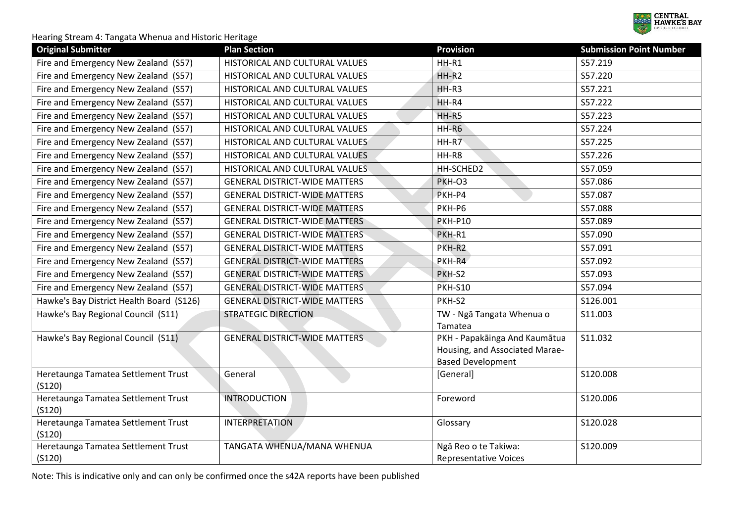Hearing Stream 4: Tangata Whenua and Historic Heritage

| Original Submitter | Plan Section | Provision | Submission Point Number |
| --- | --- | --- | --- |
| Fire and Emergency New Zealand (S57) | HISTORICAL AND CULTURAL VALUES | HH-R1 | S57.219 |
| Fire and Emergency New Zealand (S57) | HISTORICAL AND CULTURAL VALUES | HH-R2 | S57.220 |
| Fire and Emergency New Zealand (S57) | HISTORICAL AND CULTURAL VALUES | HH-R3 | S57.221 |
| Fire and Emergency New Zealand (S57) | HISTORICAL AND CULTURAL VALUES | HH-R4 | S57.222 |
| Fire and Emergency New Zealand (S57) | HISTORICAL AND CULTURAL VALUES | HH-R5 | S57.223 |
| Fire and Emergency New Zealand (S57) | HISTORICAL AND CULTURAL VALUES | HH-R6 | S57.224 |
| Fire and Emergency New Zealand (S57) | HISTORICAL AND CULTURAL VALUES | HH-R7 | S57.225 |
| Fire and Emergency New Zealand (S57) | HISTORICAL AND CULTURAL VALUES | HH-R8 | S57.226 |
| Fire and Emergency New Zealand (S57) | HISTORICAL AND CULTURAL VALUES | HH-SCHED2 | S57.059 |
| Fire and Emergency New Zealand (S57) | GENERAL DISTRICT-WIDE MATTERS | PKH-O3 | S57.086 |
| Fire and Emergency New Zealand (S57) | GENERAL DISTRICT-WIDE MATTERS | PKH-P4 | S57.087 |
| Fire and Emergency New Zealand (S57) | GENERAL DISTRICT-WIDE MATTERS | PKH-P6 | S57.088 |
| Fire and Emergency New Zealand (S57) | GENERAL DISTRICT-WIDE MATTERS | PKH-P10 | S57.089 |
| Fire and Emergency New Zealand (S57) | GENERAL DISTRICT-WIDE MATTERS | PKH-R1 | S57.090 |
| Fire and Emergency New Zealand (S57) | GENERAL DISTRICT-WIDE MATTERS | PKH-R2 | S57.091 |
| Fire and Emergency New Zealand (S57) | GENERAL DISTRICT-WIDE MATTERS | PKH-R4 | S57.092 |
| Fire and Emergency New Zealand (S57) | GENERAL DISTRICT-WIDE MATTERS | PKH-S2 | S57.093 |
| Fire and Emergency New Zealand (S57) | GENERAL DISTRICT-WIDE MATTERS | PKH-S10 | S57.094 |
| Hawke's Bay District Health Board (S126) | GENERAL DISTRICT-WIDE MATTERS | PKH-S2 | S126.001 |
| Hawke's Bay Regional Council (S11) | STRATEGIC DIRECTION | TW - Ngā Tangata Whenua o Tamatea | S11.003 |
| Hawke's Bay Regional Council (S11) | GENERAL DISTRICT-WIDE MATTERS | PKH - Papakāinga And Kaumātua Housing, and Associated Marae-Based Development | S11.032 |
| Heretaunga Tamatea Settlement Trust (S120) | General | [General] | S120.008 |
| Heretaunga Tamatea Settlement Trust (S120) | INTRODUCTION | Foreword | S120.006 |
| Heretaunga Tamatea Settlement Trust (S120) | INTERPRETATION | Glossary | S120.028 |
| Heretaunga Tamatea Settlement Trust (S120) | TANGATA WHENUA/MANA WHENUA | Ngā Reo o te Takiwa: Representative Voices | S120.009 |

Note: This is indicative only and can only be confirmed once the s42A reports have been published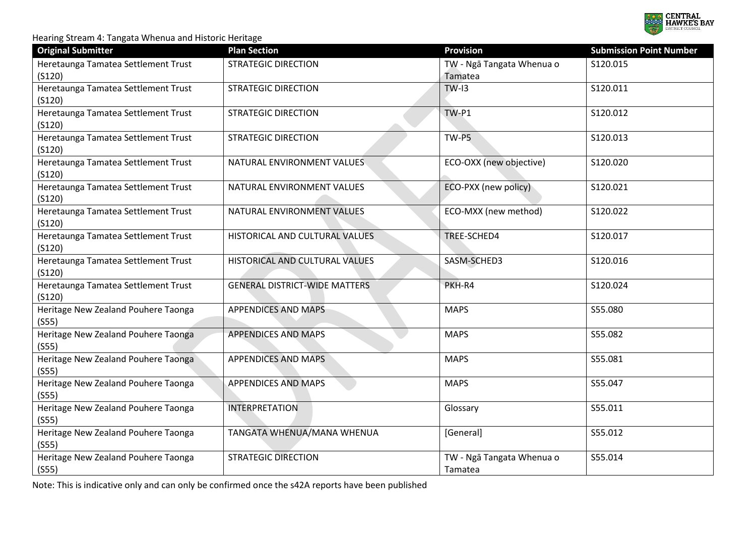Hearing Stream 4: Tangata Whenua and Historic Heritage

| Original Submitter | Plan Section | Provision | Submission Point Number |
|---|---|---|---|
| Heretaunga Tamatea Settlement Trust (S120) | STRATEGIC DIRECTION | TW - Ngā Tangata Whenua o Tamatea | S120.015 |
| Heretaunga Tamatea Settlement Trust (S120) | STRATEGIC DIRECTION | TW-I3 | S120.011 |
| Heretaunga Tamatea Settlement Trust (S120) | STRATEGIC DIRECTION | TW-P1 | S120.012 |
| Heretaunga Tamatea Settlement Trust (S120) | STRATEGIC DIRECTION | TW-P5 | S120.013 |
| Heretaunga Tamatea Settlement Trust (S120) | NATURAL ENVIRONMENT VALUES | ECO-OXX (new objective) | S120.020 |
| Heretaunga Tamatea Settlement Trust (S120) | NATURAL ENVIRONMENT VALUES | ECO-PXX (new policy) | S120.021 |
| Heretaunga Tamatea Settlement Trust (S120) | NATURAL ENVIRONMENT VALUES | ECO-MXX (new method) | S120.022 |
| Heretaunga Tamatea Settlement Trust (S120) | HISTORICAL AND CULTURAL VALUES | TREE-SCHED4 | S120.017 |
| Heretaunga Tamatea Settlement Trust (S120) | HISTORICAL AND CULTURAL VALUES | SASM-SCHED3 | S120.016 |
| Heretaunga Tamatea Settlement Trust (S120) | GENERAL DISTRICT-WIDE MATTERS | PKH-R4 | S120.024 |
| Heritage New Zealand Pouhere Taonga (S55) | APPENDICES AND MAPS | MAPS | S55.080 |
| Heritage New Zealand Pouhere Taonga (S55) | APPENDICES AND MAPS | MAPS | S55.082 |
| Heritage New Zealand Pouhere Taonga (S55) | APPENDICES AND MAPS | MAPS | S55.081 |
| Heritage New Zealand Pouhere Taonga (S55) | APPENDICES AND MAPS | MAPS | S55.047 |
| Heritage New Zealand Pouhere Taonga (S55) | INTERPRETATION | Glossary | S55.011 |
| Heritage New Zealand Pouhere Taonga (S55) | TANGATA WHENUA/MANA WHENUA | [General] | S55.012 |
| Heritage New Zealand Pouhere Taonga (S55) | STRATEGIC DIRECTION | TW - Ngā Tangata Whenua o Tamatea | S55.014 |

Note: This is indicative only and can only be confirmed once the s42A reports have been published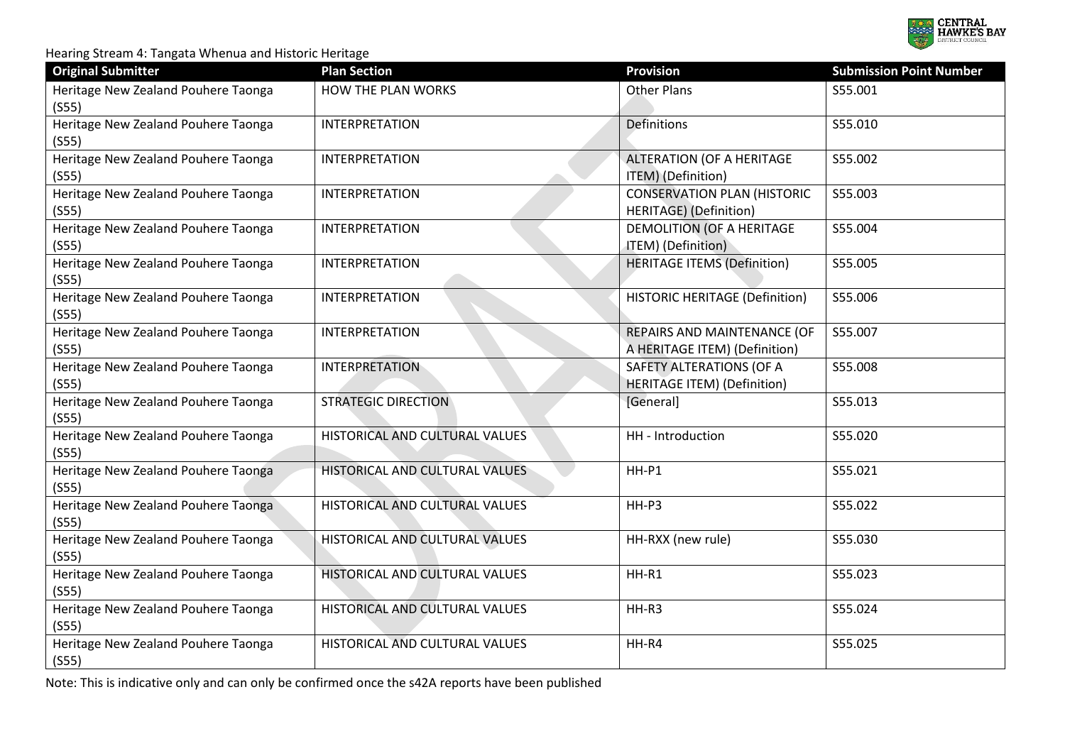Hearing Stream 4: Tangata Whenua and Historic Heritage

| Original Submitter | Plan Section | Provision | Submission Point Number |
| --- | --- | --- | --- |
| Heritage New Zealand Pouhere Taonga (S55) | HOW THE PLAN WORKS | Other Plans | S55.001 |
| Heritage New Zealand Pouhere Taonga (S55) | INTERPRETATION | Definitions | S55.010 |
| Heritage New Zealand Pouhere Taonga (S55) | INTERPRETATION | ALTERATION (OF A HERITAGE ITEM) (Definition) | S55.002 |
| Heritage New Zealand Pouhere Taonga (S55) | INTERPRETATION | CONSERVATION PLAN (HISTORIC HERITAGE) (Definition) | S55.003 |
| Heritage New Zealand Pouhere Taonga (S55) | INTERPRETATION | DEMOLITION (OF A HERITAGE ITEM) (Definition) | S55.004 |
| Heritage New Zealand Pouhere Taonga (S55) | INTERPRETATION | HERITAGE ITEMS (Definition) | S55.005 |
| Heritage New Zealand Pouhere Taonga (S55) | INTERPRETATION | HISTORIC HERITAGE (Definition) | S55.006 |
| Heritage New Zealand Pouhere Taonga (S55) | INTERPRETATION | REPAIRS AND MAINTENANCE (OF A HERITAGE ITEM) (Definition) | S55.007 |
| Heritage New Zealand Pouhere Taonga (S55) | INTERPRETATION | SAFETY ALTERATIONS (OF A HERITAGE ITEM) (Definition) | S55.008 |
| Heritage New Zealand Pouhere Taonga (S55) | STRATEGIC DIRECTION | [General] | S55.013 |
| Heritage New Zealand Pouhere Taonga (S55) | HISTORICAL AND CULTURAL VALUES | HH - Introduction | S55.020 |
| Heritage New Zealand Pouhere Taonga (S55) | HISTORICAL AND CULTURAL VALUES | HH-P1 | S55.021 |
| Heritage New Zealand Pouhere Taonga (S55) | HISTORICAL AND CULTURAL VALUES | HH-P3 | S55.022 |
| Heritage New Zealand Pouhere Taonga (S55) | HISTORICAL AND CULTURAL VALUES | HH-RXX (new rule) | S55.030 |
| Heritage New Zealand Pouhere Taonga (S55) | HISTORICAL AND CULTURAL VALUES | HH-R1 | S55.023 |
| Heritage New Zealand Pouhere Taonga (S55) | HISTORICAL AND CULTURAL VALUES | HH-R3 | S55.024 |
| Heritage New Zealand Pouhere Taonga (S55) | HISTORICAL AND CULTURAL VALUES | HH-R4 | S55.025 |

Note: This is indicative only and can only be confirmed once the s42A reports have been published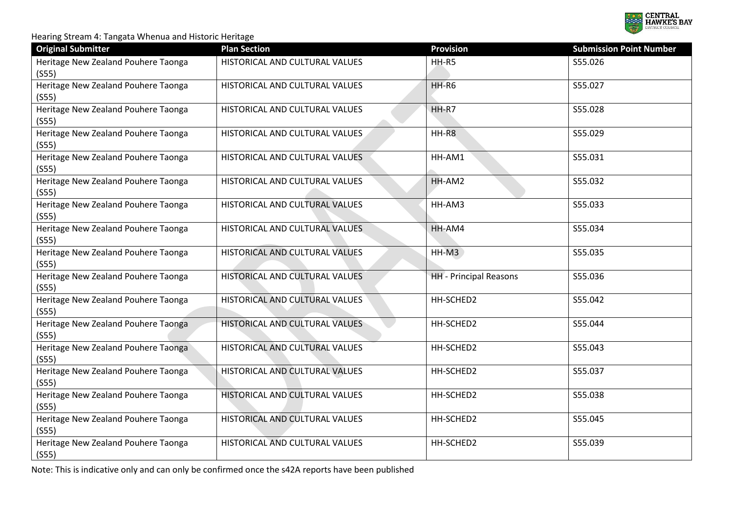Hearing Stream 4: Tangata Whenua and Historic Heritage

| Original Submitter | Plan Section | Provision | Submission Point Number |
| --- | --- | --- | --- |
| Heritage New Zealand Pouhere Taonga (S55) | HISTORICAL AND CULTURAL VALUES | HH-R5 | S55.026 |
| Heritage New Zealand Pouhere Taonga (S55) | HISTORICAL AND CULTURAL VALUES | HH-R6 | S55.027 |
| Heritage New Zealand Pouhere Taonga (S55) | HISTORICAL AND CULTURAL VALUES | HH-R7 | S55.028 |
| Heritage New Zealand Pouhere Taonga (S55) | HISTORICAL AND CULTURAL VALUES | HH-R8 | S55.029 |
| Heritage New Zealand Pouhere Taonga (S55) | HISTORICAL AND CULTURAL VALUES | HH-AM1 | S55.031 |
| Heritage New Zealand Pouhere Taonga (S55) | HISTORICAL AND CULTURAL VALUES | HH-AM2 | S55.032 |
| Heritage New Zealand Pouhere Taonga (S55) | HISTORICAL AND CULTURAL VALUES | HH-AM3 | S55.033 |
| Heritage New Zealand Pouhere Taonga (S55) | HISTORICAL AND CULTURAL VALUES | HH-AM4 | S55.034 |
| Heritage New Zealand Pouhere Taonga (S55) | HISTORICAL AND CULTURAL VALUES | HH-M3 | S55.035 |
| Heritage New Zealand Pouhere Taonga (S55) | HISTORICAL AND CULTURAL VALUES | HH - Principal Reasons | S55.036 |
| Heritage New Zealand Pouhere Taonga (S55) | HISTORICAL AND CULTURAL VALUES | HH-SCHED2 | S55.042 |
| Heritage New Zealand Pouhere Taonga (S55) | HISTORICAL AND CULTURAL VALUES | HH-SCHED2 | S55.044 |
| Heritage New Zealand Pouhere Taonga (S55) | HISTORICAL AND CULTURAL VALUES | HH-SCHED2 | S55.043 |
| Heritage New Zealand Pouhere Taonga (S55) | HISTORICAL AND CULTURAL VALUES | HH-SCHED2 | S55.037 |
| Heritage New Zealand Pouhere Taonga (S55) | HISTORICAL AND CULTURAL VALUES | HH-SCHED2 | S55.038 |
| Heritage New Zealand Pouhere Taonga (S55) | HISTORICAL AND CULTURAL VALUES | HH-SCHED2 | S55.045 |
| Heritage New Zealand Pouhere Taonga (S55) | HISTORICAL AND CULTURAL VALUES | HH-SCHED2 | S55.039 |

Note: This is indicative only and can only be confirmed once the s42A reports have been published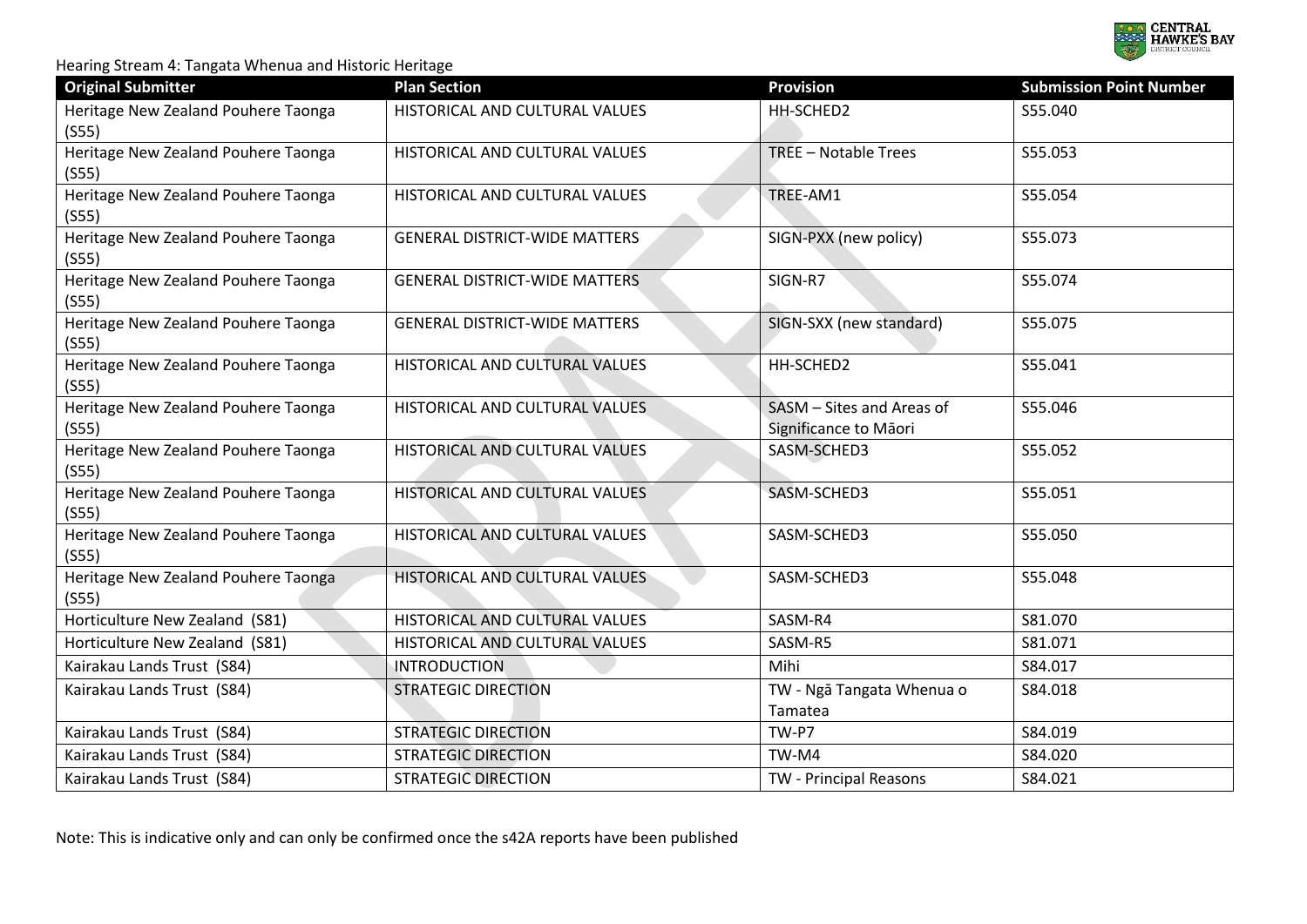Hearing Stream 4: Tangata Whenua and Historic Heritage

| Original Submitter | Plan Section | Provision | Submission Point Number |
|---|---|---|---|
| Heritage New Zealand Pouhere Taonga (S55) | HISTORICAL AND CULTURAL VALUES | HH-SCHED2 | S55.040 |
| Heritage New Zealand Pouhere Taonga (S55) | HISTORICAL AND CULTURAL VALUES | TREE – Notable Trees | S55.053 |
| Heritage New Zealand Pouhere Taonga (S55) | HISTORICAL AND CULTURAL VALUES | TREE-AM1 | S55.054 |
| Heritage New Zealand Pouhere Taonga (S55) | GENERAL DISTRICT-WIDE MATTERS | SIGN-PXX (new policy) | S55.073 |
| Heritage New Zealand Pouhere Taonga (S55) | GENERAL DISTRICT-WIDE MATTERS | SIGN-R7 | S55.074 |
| Heritage New Zealand Pouhere Taonga (S55) | GENERAL DISTRICT-WIDE MATTERS | SIGN-SXX (new standard) | S55.075 |
| Heritage New Zealand Pouhere Taonga (S55) | HISTORICAL AND CULTURAL VALUES | HH-SCHED2 | S55.041 |
| Heritage New Zealand Pouhere Taonga (S55) | HISTORICAL AND CULTURAL VALUES | SASM – Sites and Areas of Significance to Māori | S55.046 |
| Heritage New Zealand Pouhere Taonga (S55) | HISTORICAL AND CULTURAL VALUES | SASM-SCHED3 | S55.052 |
| Heritage New Zealand Pouhere Taonga (S55) | HISTORICAL AND CULTURAL VALUES | SASM-SCHED3 | S55.051 |
| Heritage New Zealand Pouhere Taonga (S55) | HISTORICAL AND CULTURAL VALUES | SASM-SCHED3 | S55.050 |
| Heritage New Zealand Pouhere Taonga (S55) | HISTORICAL AND CULTURAL VALUES | SASM-SCHED3 | S55.048 |
| Horticulture New Zealand (S81) | HISTORICAL AND CULTURAL VALUES | SASM-R4 | S81.070 |
| Horticulture New Zealand (S81) | HISTORICAL AND CULTURAL VALUES | SASM-R5 | S81.071 |
| Kairakau Lands Trust (S84) | INTRODUCTION | Mihi | S84.017 |
| Kairakau Lands Trust (S84) | STRATEGIC DIRECTION | TW - Ngā Tangata Whenua o Tamatea | S84.018 |
| Kairakau Lands Trust (S84) | STRATEGIC DIRECTION | TW-P7 | S84.019 |
| Kairakau Lands Trust (S84) | STRATEGIC DIRECTION | TW-M4 | S84.020 |
| Kairakau Lands Trust (S84) | STRATEGIC DIRECTION | TW - Principal Reasons | S84.021 |

Note: This is indicative only and can only be confirmed once the s42A reports have been published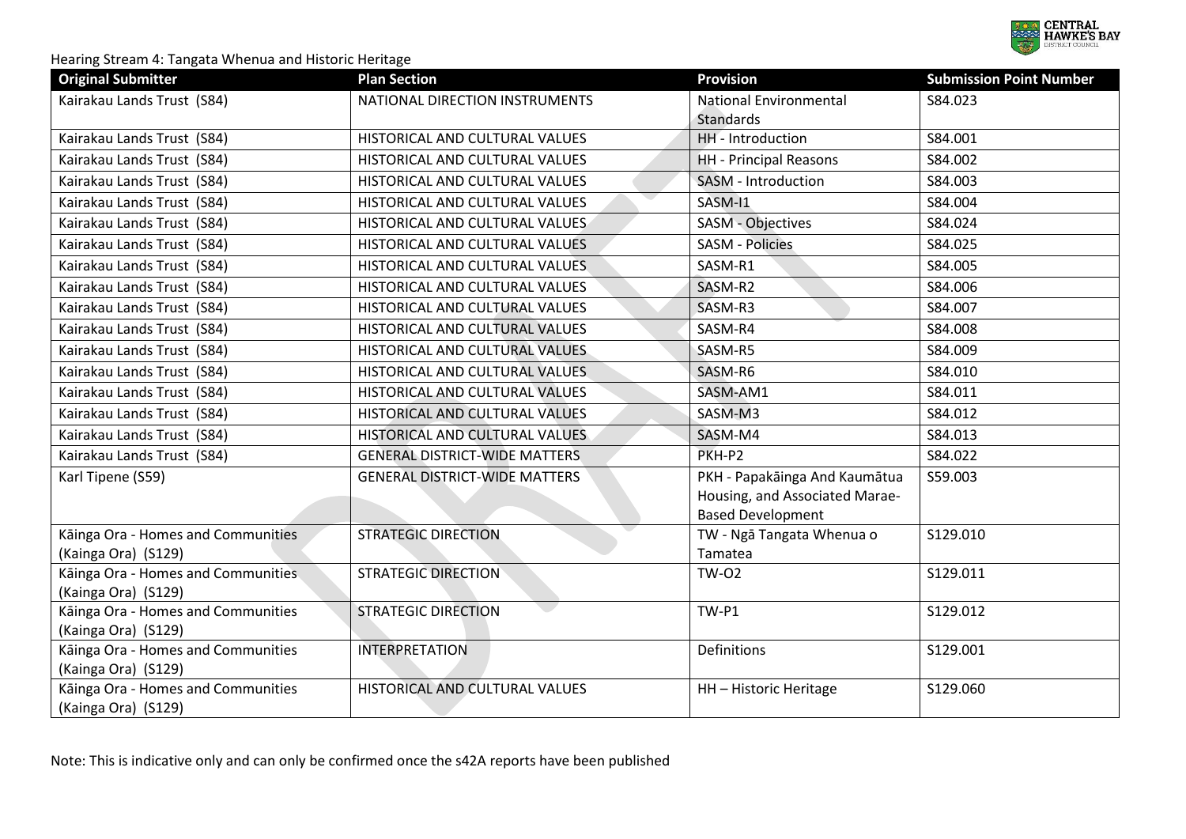Hearing Stream 4: Tangata Whenua and Historic Heritage

| Original Submitter | Plan Section | Provision | Submission Point Number |
|---|---|---|---|
| Kairakau Lands Trust (S84) | NATIONAL DIRECTION INSTRUMENTS | National Environmental Standards | S84.023 |
| Kairakau Lands Trust (S84) | HISTORICAL AND CULTURAL VALUES | HH - Introduction | S84.001 |
| Kairakau Lands Trust (S84) | HISTORICAL AND CULTURAL VALUES | HH - Principal Reasons | S84.002 |
| Kairakau Lands Trust (S84) | HISTORICAL AND CULTURAL VALUES | SASM - Introduction | S84.003 |
| Kairakau Lands Trust (S84) | HISTORICAL AND CULTURAL VALUES | SASM-I1 | S84.004 |
| Kairakau Lands Trust (S84) | HISTORICAL AND CULTURAL VALUES | SASM - Objectives | S84.024 |
| Kairakau Lands Trust (S84) | HISTORICAL AND CULTURAL VALUES | SASM - Policies | S84.025 |
| Kairakau Lands Trust (S84) | HISTORICAL AND CULTURAL VALUES | SASM-R1 | S84.005 |
| Kairakau Lands Trust (S84) | HISTORICAL AND CULTURAL VALUES | SASM-R2 | S84.006 |
| Kairakau Lands Trust (S84) | HISTORICAL AND CULTURAL VALUES | SASM-R3 | S84.007 |
| Kairakau Lands Trust (S84) | HISTORICAL AND CULTURAL VALUES | SASM-R4 | S84.008 |
| Kairakau Lands Trust (S84) | HISTORICAL AND CULTURAL VALUES | SASM-R5 | S84.009 |
| Kairakau Lands Trust (S84) | HISTORICAL AND CULTURAL VALUES | SASM-R6 | S84.010 |
| Kairakau Lands Trust (S84) | HISTORICAL AND CULTURAL VALUES | SASM-AM1 | S84.011 |
| Kairakau Lands Trust (S84) | HISTORICAL AND CULTURAL VALUES | SASM-M3 | S84.012 |
| Kairakau Lands Trust (S84) | HISTORICAL AND CULTURAL VALUES | SASM-M4 | S84.013 |
| Kairakau Lands Trust (S84) | GENERAL DISTRICT-WIDE MATTERS | PKH-P2 | S84.022 |
| Karl Tipene (S59) | GENERAL DISTRICT-WIDE MATTERS | PKH - Papakāinga And Kaumātua Housing, and Associated Marae-Based Development | S59.003 |
| Kāinga Ora - Homes and Communities (Kainga Ora) (S129) | STRATEGIC DIRECTION | TW - Ngā Tangata Whenua o Tamatea | S129.010 |
| Kāinga Ora - Homes and Communities (Kainga Ora) (S129) | STRATEGIC DIRECTION | TW-O2 | S129.011 |
| Kāinga Ora - Homes and Communities (Kainga Ora) (S129) | STRATEGIC DIRECTION | TW-P1 | S129.012 |
| Kāinga Ora - Homes and Communities (Kainga Ora) (S129) | INTERPRETATION | Definitions | S129.001 |
| Kāinga Ora - Homes and Communities (Kainga Ora) (S129) | HISTORICAL AND CULTURAL VALUES | HH – Historic Heritage | S129.060 |

Note: This is indicative only and can only be confirmed once the s42A reports have been published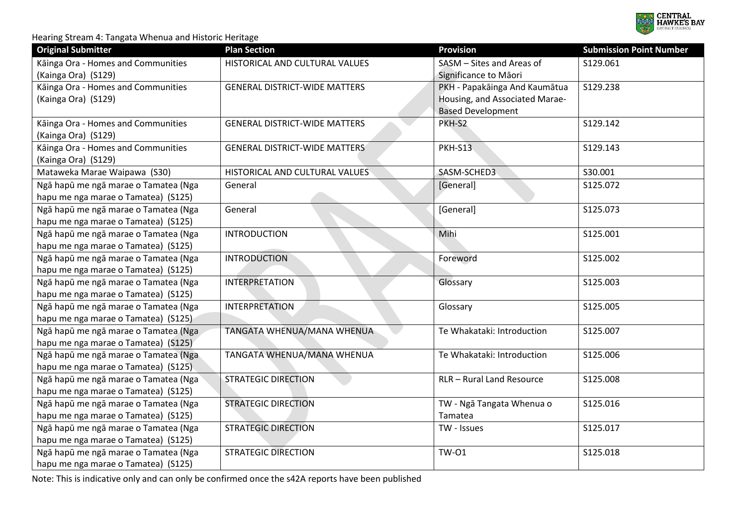Hearing Stream 4: Tangata Whenua and Historic Heritage

| Original Submitter | Plan Section | Provision | Submission Point Number |
|---|---|---|---|
| Kāinga Ora - Homes and Communities (Kainga Ora) (S129) | HISTORICAL AND CULTURAL VALUES | SASM – Sites and Areas of Significance to Māori | S129.061 |
| Kāinga Ora - Homes and Communities (Kainga Ora) (S129) | GENERAL DISTRICT-WIDE MATTERS | PKH - Papakāinga And Kaumātua Housing, and Associated Marae-Based Development | S129.238 |
| Kāinga Ora - Homes and Communities (Kainga Ora) (S129) | GENERAL DISTRICT-WIDE MATTERS | PKH-S2 | S129.142 |
| Kāinga Ora - Homes and Communities (Kainga Ora) (S129) | GENERAL DISTRICT-WIDE MATTERS | PKH-S13 | S129.143 |
| Mataweka Marae Waipawa (S30) | HISTORICAL AND CULTURAL VALUES | SASM-SCHED3 | S30.001 |
| Ngā hapū me ngā marae o Tamatea (Nga hapu me nga marae o Tamatea) (S125) | General | [General] | S125.072 |
| Ngā hapū me ngā marae o Tamatea (Nga hapu me nga marae o Tamatea) (S125) | General | [General] | S125.073 |
| Ngā hapū me ngā marae o Tamatea (Nga hapu me nga marae o Tamatea) (S125) | INTRODUCTION | Mihi | S125.001 |
| Ngā hapū me ngā marae o Tamatea (Nga hapu me nga marae o Tamatea) (S125) | INTRODUCTION | Foreword | S125.002 |
| Ngā hapū me ngā marae o Tamatea (Nga hapu me nga marae o Tamatea) (S125) | INTERPRETATION | Glossary | S125.003 |
| Ngā hapū me ngā marae o Tamatea (Nga hapu me nga marae o Tamatea) (S125) | INTERPRETATION | Glossary | S125.005 |
| Ngā hapū me ngā marae o Tamatea (Nga hapu me nga marae o Tamatea) (S125) | TANGATA WHENUA/MANA WHENUA | Te Whakataki: Introduction | S125.007 |
| Ngā hapū me ngā marae o Tamatea (Nga hapu me nga marae o Tamatea) (S125) | TANGATA WHENUA/MANA WHENUA | Te Whakataki: Introduction | S125.006 |
| Ngā hapū me ngā marae o Tamatea (Nga hapu me nga marae o Tamatea) (S125) | STRATEGIC DIRECTION | RLR – Rural Land Resource | S125.008 |
| Ngā hapū me ngā marae o Tamatea (Nga hapu me nga marae o Tamatea) (S125) | STRATEGIC DIRECTION | TW - Ngā Tangata Whenua o Tamatea | S125.016 |
| Ngā hapū me ngā marae o Tamatea (Nga hapu me nga marae o Tamatea) (S125) | STRATEGIC DIRECTION | TW - Issues | S125.017 |
| Ngā hapū me ngā marae o Tamatea (Nga hapu me nga marae o Tamatea) (S125) | STRATEGIC DIRECTION | TW-O1 | S125.018 |

Note: This is indicative only and can only be confirmed once the s42A reports have been published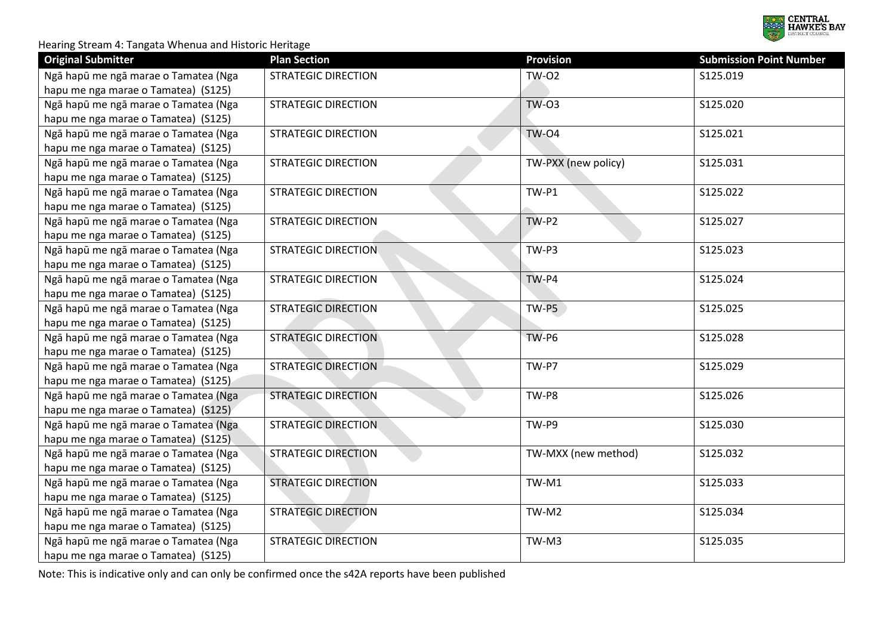Hearing Stream 4: Tangata Whenua and Historic Heritage

| Original Submitter | Plan Section | Provision | Submission Point Number |
|---|---|---|---|
| Ngā hapū me ngā marae o Tamatea (Nga hapu me nga marae o Tamatea) (S125) | STRATEGIC DIRECTION | TW-O2 | S125.019 |
| Ngā hapū me ngā marae o Tamatea (Nga hapu me nga marae o Tamatea) (S125) | STRATEGIC DIRECTION | TW-O3 | S125.020 |
| Ngā hapū me ngā marae o Tamatea (Nga hapu me nga marae o Tamatea) (S125) | STRATEGIC DIRECTION | TW-O4 | S125.021 |
| Ngā hapū me ngā marae o Tamatea (Nga hapu me nga marae o Tamatea) (S125) | STRATEGIC DIRECTION | TW-PXX (new policy) | S125.031 |
| Ngā hapū me ngā marae o Tamatea (Nga hapu me nga marae o Tamatea) (S125) | STRATEGIC DIRECTION | TW-P1 | S125.022 |
| Ngā hapū me ngā marae o Tamatea (Nga hapu me nga marae o Tamatea) (S125) | STRATEGIC DIRECTION | TW-P2 | S125.027 |
| Ngā hapū me ngā marae o Tamatea (Nga hapu me nga marae o Tamatea) (S125) | STRATEGIC DIRECTION | TW-P3 | S125.023 |
| Ngā hapū me ngā marae o Tamatea (Nga hapu me nga marae o Tamatea) (S125) | STRATEGIC DIRECTION | TW-P4 | S125.024 |
| Ngā hapū me ngā marae o Tamatea (Nga hapu me nga marae o Tamatea) (S125) | STRATEGIC DIRECTION | TW-P5 | S125.025 |
| Ngā hapū me ngā marae o Tamatea (Nga hapu me nga marae o Tamatea) (S125) | STRATEGIC DIRECTION | TW-P6 | S125.028 |
| Ngā hapū me ngā marae o Tamatea (Nga hapu me nga marae o Tamatea) (S125) | STRATEGIC DIRECTION | TW-P7 | S125.029 |
| Ngā hapū me ngā marae o Tamatea (Nga hapu me nga marae o Tamatea) (S125) | STRATEGIC DIRECTION | TW-P8 | S125.026 |
| Ngā hapū me ngā marae o Tamatea (Nga hapu me nga marae o Tamatea) (S125) | STRATEGIC DIRECTION | TW-P9 | S125.030 |
| Ngā hapū me ngā marae o Tamatea (Nga hapu me nga marae o Tamatea) (S125) | STRATEGIC DIRECTION | TW-MXX (new method) | S125.032 |
| Ngā hapū me ngā marae o Tamatea (Nga hapu me nga marae o Tamatea) (S125) | STRATEGIC DIRECTION | TW-M1 | S125.033 |
| Ngā hapū me ngā marae o Tamatea (Nga hapu me nga marae o Tamatea) (S125) | STRATEGIC DIRECTION | TW-M2 | S125.034 |
| Ngā hapū me ngā marae o Tamatea (Nga hapu me nga marae o Tamatea) (S125) | STRATEGIC DIRECTION | TW-M3 | S125.035 |

Note: This is indicative only and can only be confirmed once the s42A reports have been published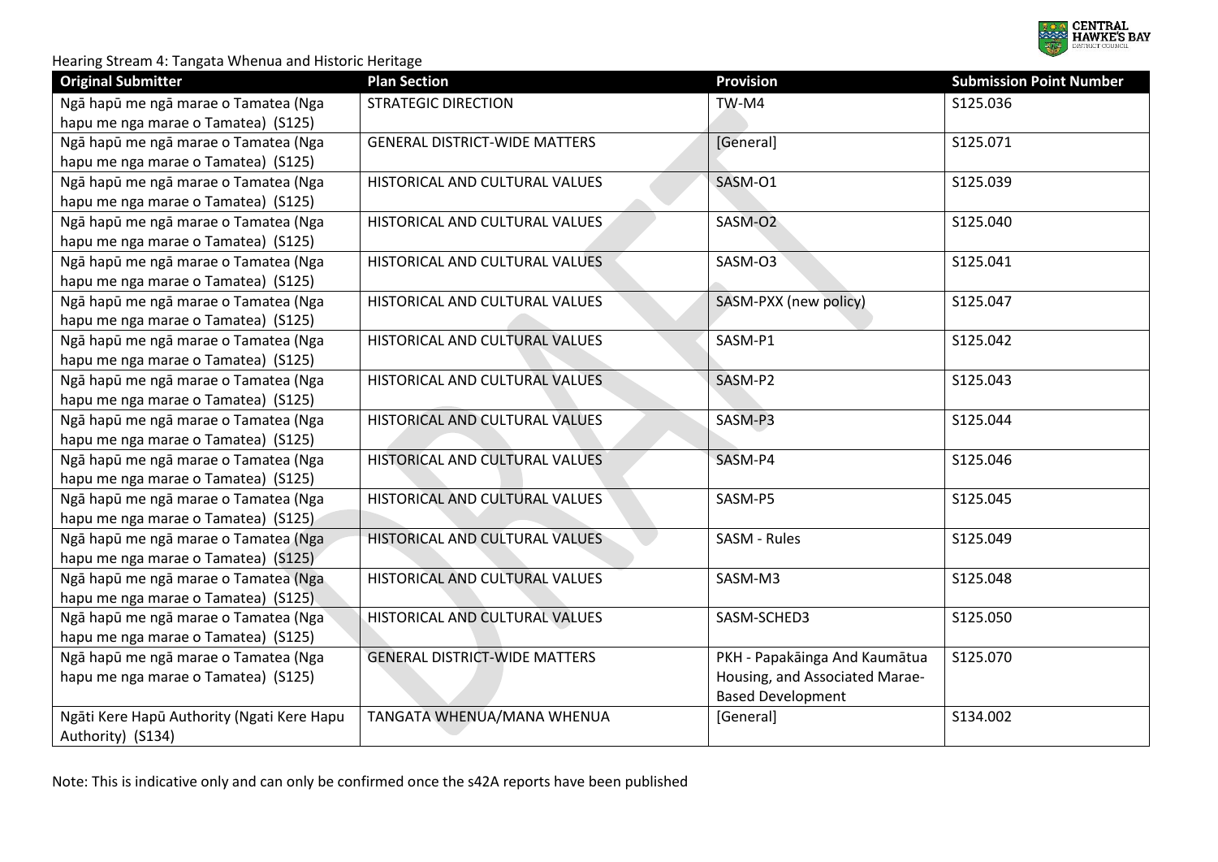Hearing Stream 4: Tangata Whenua and Historic Heritage

| Original Submitter | Plan Section | Provision | Submission Point Number |
|---|---|---|---|
| Ngā hapū me ngā marae o Tamatea (Nga hapu me nga marae o Tamatea) (S125) | STRATEGIC DIRECTION | TW-M4 | S125.036 |
| Ngā hapū me ngā marae o Tamatea (Nga hapu me nga marae o Tamatea) (S125) | GENERAL DISTRICT-WIDE MATTERS | [General] | S125.071 |
| Ngā hapū me ngā marae o Tamatea (Nga hapu me nga marae o Tamatea) (S125) | HISTORICAL AND CULTURAL VALUES | SASM-O1 | S125.039 |
| Ngā hapū me ngā marae o Tamatea (Nga hapu me nga marae o Tamatea) (S125) | HISTORICAL AND CULTURAL VALUES | SASM-O2 | S125.040 |
| Ngā hapū me ngā marae o Tamatea (Nga hapu me nga marae o Tamatea) (S125) | HISTORICAL AND CULTURAL VALUES | SASM-O3 | S125.041 |
| Ngā hapū me ngā marae o Tamatea (Nga hapu me nga marae o Tamatea) (S125) | HISTORICAL AND CULTURAL VALUES | SASM-PXX (new policy) | S125.047 |
| Ngā hapū me ngā marae o Tamatea (Nga hapu me nga marae o Tamatea) (S125) | HISTORICAL AND CULTURAL VALUES | SASM-P1 | S125.042 |
| Ngā hapū me ngā marae o Tamatea (Nga hapu me nga marae o Tamatea) (S125) | HISTORICAL AND CULTURAL VALUES | SASM-P2 | S125.043 |
| Ngā hapū me ngā marae o Tamatea (Nga hapu me nga marae o Tamatea) (S125) | HISTORICAL AND CULTURAL VALUES | SASM-P3 | S125.044 |
| Ngā hapū me ngā marae o Tamatea (Nga hapu me nga marae o Tamatea) (S125) | HISTORICAL AND CULTURAL VALUES | SASM-P4 | S125.046 |
| Ngā hapū me ngā marae o Tamatea (Nga hapu me nga marae o Tamatea) (S125) | HISTORICAL AND CULTURAL VALUES | SASM-P5 | S125.045 |
| Ngā hapū me ngā marae o Tamatea (Nga hapu me nga marae o Tamatea) (S125) | HISTORICAL AND CULTURAL VALUES | SASM - Rules | S125.049 |
| Ngā hapū me ngā marae o Tamatea (Nga hapu me nga marae o Tamatea) (S125) | HISTORICAL AND CULTURAL VALUES | SASM-M3 | S125.048 |
| Ngā hapū me ngā marae o Tamatea (Nga hapu me nga marae o Tamatea) (S125) | HISTORICAL AND CULTURAL VALUES | SASM-SCHED3 | S125.050 |
| Ngā hapū me ngā marae o Tamatea (Nga hapu me nga marae o Tamatea) (S125) | GENERAL DISTRICT-WIDE MATTERS | PKH - Papakāinga And Kaumātua Housing, and Associated Marae-Based Development | S125.070 |
| Ngāti Kere Hapū Authority (Ngati Kere Hapu Authority) (S134) | TANGATA WHENUA/MANA WHENUA | [General] | S134.002 |

Note: This is indicative only and can only be confirmed once the s42A reports have been published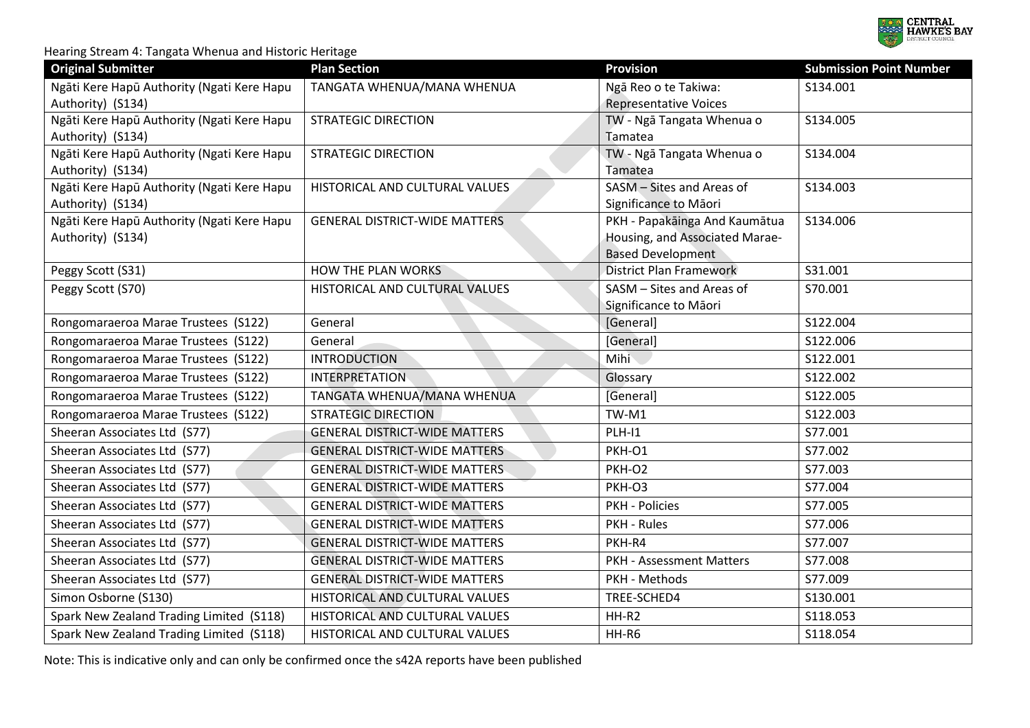Hearing Stream 4: Tangata Whenua and Historic Heritage

| Original Submitter | Plan Section | Provision | Submission Point Number |
|---|---|---|---|
| Ngāti Kere Hapū Authority (Ngati Kere Hapu Authority) (S134) | TANGATA WHENUA/MANA WHENUA | Ngā Reo o te Takiwa: Representative Voices | S134.001 |
| Ngāti Kere Hapū Authority (Ngati Kere Hapu Authority) (S134) | STRATEGIC DIRECTION | TW - Ngā Tangata Whenua o Tamatea | S134.005 |
| Ngāti Kere Hapū Authority (Ngati Kere Hapu Authority) (S134) | STRATEGIC DIRECTION | TW - Ngā Tangata Whenua o Tamatea | S134.004 |
| Ngāti Kere Hapū Authority (Ngati Kere Hapu Authority) (S134) | HISTORICAL AND CULTURAL VALUES | SASM – Sites and Areas of Significance to Māori | S134.003 |
| Ngāti Kere Hapū Authority (Ngati Kere Hapu Authority) (S134) | GENERAL DISTRICT-WIDE MATTERS | PKH - Papakāinga And Kaumātua Housing, and Associated Marae-Based Development | S134.006 |
| Peggy Scott (S31) | HOW THE PLAN WORKS | District Plan Framework | S31.001 |
| Peggy Scott (S70) | HISTORICAL AND CULTURAL VALUES | SASM – Sites and Areas of Significance to Māori | S70.001 |
| Rongomaraeroa Marae Trustees (S122) | General | [General] | S122.004 |
| Rongomaraeroa Marae Trustees (S122) | General | [General] | S122.006 |
| Rongomaraeroa Marae Trustees (S122) | INTRODUCTION | Mihi | S122.001 |
| Rongomaraeroa Marae Trustees (S122) | INTERPRETATION | Glossary | S122.002 |
| Rongomaraeroa Marae Trustees (S122) | TANGATA WHENUA/MANA WHENUA | [General] | S122.005 |
| Rongomaraeroa Marae Trustees (S122) | STRATEGIC DIRECTION | TW-M1 | S122.003 |
| Sheeran Associates Ltd (S77) | GENERAL DISTRICT-WIDE MATTERS | PLH-I1 | S77.001 |
| Sheeran Associates Ltd (S77) | GENERAL DISTRICT-WIDE MATTERS | PKH-O1 | S77.002 |
| Sheeran Associates Ltd (S77) | GENERAL DISTRICT-WIDE MATTERS | PKH-O2 | S77.003 |
| Sheeran Associates Ltd (S77) | GENERAL DISTRICT-WIDE MATTERS | PKH-O3 | S77.004 |
| Sheeran Associates Ltd (S77) | GENERAL DISTRICT-WIDE MATTERS | PKH - Policies | S77.005 |
| Sheeran Associates Ltd (S77) | GENERAL DISTRICT-WIDE MATTERS | PKH - Rules | S77.006 |
| Sheeran Associates Ltd (S77) | GENERAL DISTRICT-WIDE MATTERS | PKH-R4 | S77.007 |
| Sheeran Associates Ltd (S77) | GENERAL DISTRICT-WIDE MATTERS | PKH - Assessment Matters | S77.008 |
| Sheeran Associates Ltd (S77) | GENERAL DISTRICT-WIDE MATTERS | PKH - Methods | S77.009 |
| Simon Osborne (S130) | HISTORICAL AND CULTURAL VALUES | TREE-SCHED4 | S130.001 |
| Spark New Zealand Trading Limited (S118) | HISTORICAL AND CULTURAL VALUES | HH-R2 | S118.053 |
| Spark New Zealand Trading Limited (S118) | HISTORICAL AND CULTURAL VALUES | HH-R6 | S118.054 |

Note: This is indicative only and can only be confirmed once the s42A reports have been published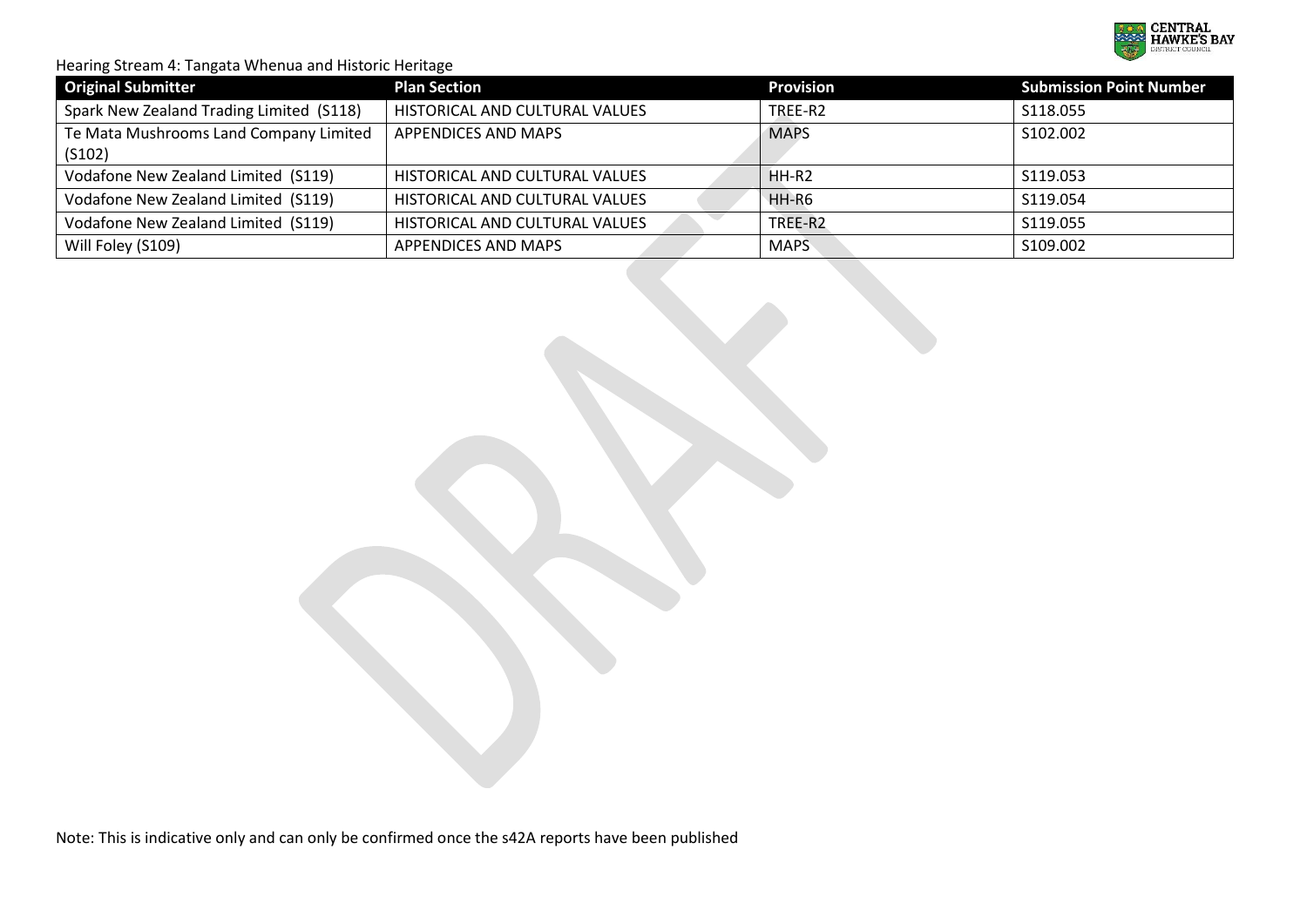Hearing Stream 4: Tangata Whenua and Historic Heritage

| Original Submitter | Plan Section | Provision | Submission Point Number |
|---|---|---|---|
| Spark New Zealand Trading Limited (S118) | HISTORICAL AND CULTURAL VALUES | TREE-R2 | S118.055 |
| Te Mata Mushrooms Land Company Limited (S102) | APPENDICES AND MAPS | MAPS | S102.002 |
| Vodafone New Zealand Limited (S119) | HISTORICAL AND CULTURAL VALUES | HH-R2 | S119.053 |
| Vodafone New Zealand Limited (S119) | HISTORICAL AND CULTURAL VALUES | HH-R6 | S119.054 |
| Vodafone New Zealand Limited (S119) | HISTORICAL AND CULTURAL VALUES | TREE-R2 | S119.055 |
| Will Foley (S109) | APPENDICES AND MAPS | MAPS | S109.002 |

Note: This is indicative only and can only be confirmed once the s42A reports have been published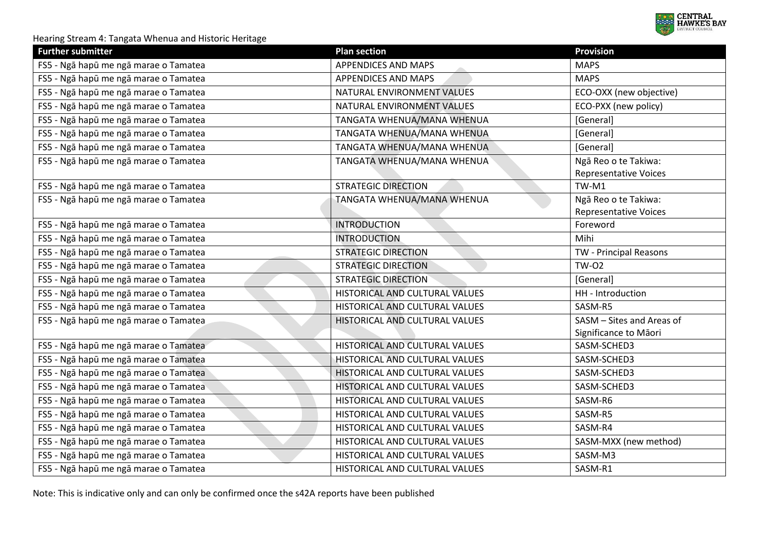Hearing Stream 4: Tangata Whenua and Historic Heritage

| Further submitter | Plan section | Provision |
| --- | --- | --- |
| FS5 - Ngā hapū me ngā marae o Tamatea | APPENDICES AND MAPS | MAPS |
| FS5 - Ngā hapū me ngā marae o Tamatea | APPENDICES AND MAPS | MAPS |
| FS5 - Ngā hapū me ngā marae o Tamatea | NATURAL ENVIRONMENT VALUES | ECO-OXX (new objective) |
| FS5 - Ngā hapū me ngā marae o Tamatea | NATURAL ENVIRONMENT VALUES | ECO-PXX (new policy) |
| FS5 - Ngā hapū me ngā marae o Tamatea | TANGATA WHENUA/MANA WHENUA | [General] |
| FS5 - Ngā hapū me ngā marae o Tamatea | TANGATA WHENUA/MANA WHENUA | [General] |
| FS5 - Ngā hapū me ngā marae o Tamatea | TANGATA WHENUA/MANA WHENUA | [General] |
| FS5 - Ngā hapū me ngā marae o Tamatea | TANGATA WHENUA/MANA WHENUA | Ngā Reo o te Takiwa: Representative Voices |
| FS5 - Ngā hapū me ngā marae o Tamatea | STRATEGIC DIRECTION | TW-M1 |
| FS5 - Ngā hapū me ngā marae o Tamatea | TANGATA WHENUA/MANA WHENUA | Ngā Reo o te Takiwa: Representative Voices |
| FS5 - Ngā hapū me ngā marae o Tamatea | INTRODUCTION | Foreword |
| FS5 - Ngā hapū me ngā marae o Tamatea | INTRODUCTION | Mihi |
| FS5 - Ngā hapū me ngā marae o Tamatea | STRATEGIC DIRECTION | TW - Principal Reasons |
| FS5 - Ngā hapū me ngā marae o Tamatea | STRATEGIC DIRECTION | TW-O2 |
| FS5 - Ngā hapū me ngā marae o Tamatea | STRATEGIC DIRECTION | [General] |
| FS5 - Ngā hapū me ngā marae o Tamatea | HISTORICAL AND CULTURAL VALUES | HH - Introduction |
| FS5 - Ngā hapū me ngā marae o Tamatea | HISTORICAL AND CULTURAL VALUES | SASM-R5 |
| FS5 - Ngā hapū me ngā marae o Tamatea | HISTORICAL AND CULTURAL VALUES | SASM – Sites and Areas of Significance to Māori |
| FS5 - Ngā hapū me ngā marae o Tamatea | HISTORICAL AND CULTURAL VALUES | SASM-SCHED3 |
| FS5 - Ngā hapū me ngā marae o Tamatea | HISTORICAL AND CULTURAL VALUES | SASM-SCHED3 |
| FS5 - Ngā hapū me ngā marae o Tamatea | HISTORICAL AND CULTURAL VALUES | SASM-SCHED3 |
| FS5 - Ngā hapū me ngā marae o Tamatea | HISTORICAL AND CULTURAL VALUES | SASM-SCHED3 |
| FS5 - Ngā hapū me ngā marae o Tamatea | HISTORICAL AND CULTURAL VALUES | SASM-R6 |
| FS5 - Ngā hapū me ngā marae o Tamatea | HISTORICAL AND CULTURAL VALUES | SASM-R5 |
| FS5 - Ngā hapū me ngā marae o Tamatea | HISTORICAL AND CULTURAL VALUES | SASM-R4 |
| FS5 - Ngā hapū me ngā marae o Tamatea | HISTORICAL AND CULTURAL VALUES | SASM-MXX (new method) |
| FS5 - Ngā hapū me ngā marae o Tamatea | HISTORICAL AND CULTURAL VALUES | SASM-M3 |
| FS5 - Ngā hapū me ngā marae o Tamatea | HISTORICAL AND CULTURAL VALUES | SASM-R1 |

Note: This is indicative only and can only be confirmed once the s42A reports have been published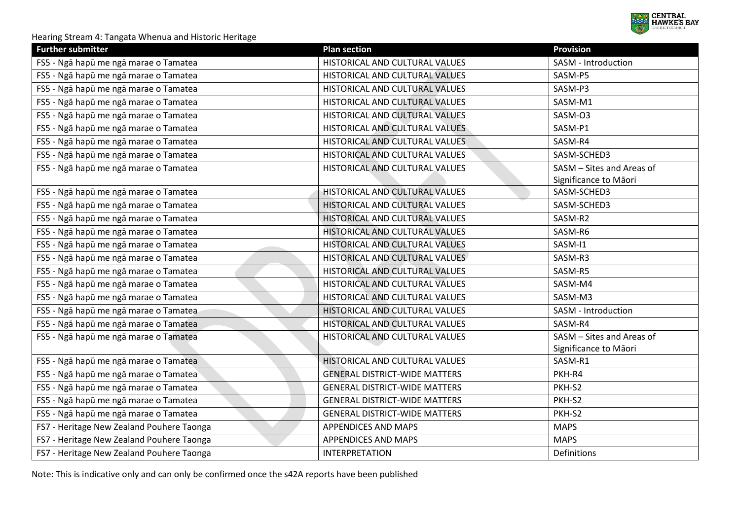Hearing Stream 4: Tangata Whenua and Historic Heritage

| Further submitter | Plan section | Provision |
| --- | --- | --- |
| FS5 - Ngā hapū me ngā marae o Tamatea | HISTORICAL AND CULTURAL VALUES | SASM - Introduction |
| FS5 - Ngā hapū me ngā marae o Tamatea | HISTORICAL AND CULTURAL VALUES | SASM-P5 |
| FS5 - Ngā hapū me ngā marae o Tamatea | HISTORICAL AND CULTURAL VALUES | SASM-P3 |
| FS5 - Ngā hapū me ngā marae o Tamatea | HISTORICAL AND CULTURAL VALUES | SASM-M1 |
| FS5 - Ngā hapū me ngā marae o Tamatea | HISTORICAL AND CULTURAL VALUES | SASM-O3 |
| FS5 - Ngā hapū me ngā marae o Tamatea | HISTORICAL AND CULTURAL VALUES | SASM-P1 |
| FS5 - Ngā hapū me ngā marae o Tamatea | HISTORICAL AND CULTURAL VALUES | SASM-R4 |
| FS5 - Ngā hapū me ngā marae o Tamatea | HISTORICAL AND CULTURAL VALUES | SASM-SCHED3 |
| FS5 - Ngā hapū me ngā marae o Tamatea | HISTORICAL AND CULTURAL VALUES | SASM – Sites and Areas of Significance to Māori |
| FS5 - Ngā hapū me ngā marae o Tamatea | HISTORICAL AND CULTURAL VALUES | SASM-SCHED3 |
| FS5 - Ngā hapū me ngā marae o Tamatea | HISTORICAL AND CULTURAL VALUES | SASM-SCHED3 |
| FS5 - Ngā hapū me ngā marae o Tamatea | HISTORICAL AND CULTURAL VALUES | SASM-R2 |
| FS5 - Ngā hapū me ngā marae o Tamatea | HISTORICAL AND CULTURAL VALUES | SASM-R6 |
| FS5 - Ngā hapū me ngā marae o Tamatea | HISTORICAL AND CULTURAL VALUES | SASM-I1 |
| FS5 - Ngā hapū me ngā marae o Tamatea | HISTORICAL AND CULTURAL VALUES | SASM-R3 |
| FS5 - Ngā hapū me ngā marae o Tamatea | HISTORICAL AND CULTURAL VALUES | SASM-R5 |
| FS5 - Ngā hapū me ngā marae o Tamatea | HISTORICAL AND CULTURAL VALUES | SASM-M4 |
| FS5 - Ngā hapū me ngā marae o Tamatea | HISTORICAL AND CULTURAL VALUES | SASM-M3 |
| FS5 - Ngā hapū me ngā marae o Tamatea | HISTORICAL AND CULTURAL VALUES | SASM - Introduction |
| FS5 - Ngā hapū me ngā marae o Tamatea | HISTORICAL AND CULTURAL VALUES | SASM-R4 |
| FS5 - Ngā hapū me ngā marae o Tamatea | HISTORICAL AND CULTURAL VALUES | SASM – Sites and Areas of Significance to Māori |
| FS5 - Ngā hapū me ngā marae o Tamatea | HISTORICAL AND CULTURAL VALUES | SASM-R1 |
| FS5 - Ngā hapū me ngā marae o Tamatea | GENERAL DISTRICT-WIDE MATTERS | PKH-R4 |
| FS5 - Ngā hapū me ngā marae o Tamatea | GENERAL DISTRICT-WIDE MATTERS | PKH-S2 |
| FS5 - Ngā hapū me ngā marae o Tamatea | GENERAL DISTRICT-WIDE MATTERS | PKH-S2 |
| FS5 - Ngā hapū me ngā marae o Tamatea | GENERAL DISTRICT-WIDE MATTERS | PKH-S2 |
| FS7 - Heritage New Zealand Pouhere Taonga | APPENDICES AND MAPS | MAPS |
| FS7 - Heritage New Zealand Pouhere Taonga | APPENDICES AND MAPS | MAPS |
| FS7 - Heritage New Zealand Pouhere Taonga | INTERPRETATION | Definitions |

Note: This is indicative only and can only be confirmed once the s42A reports have been published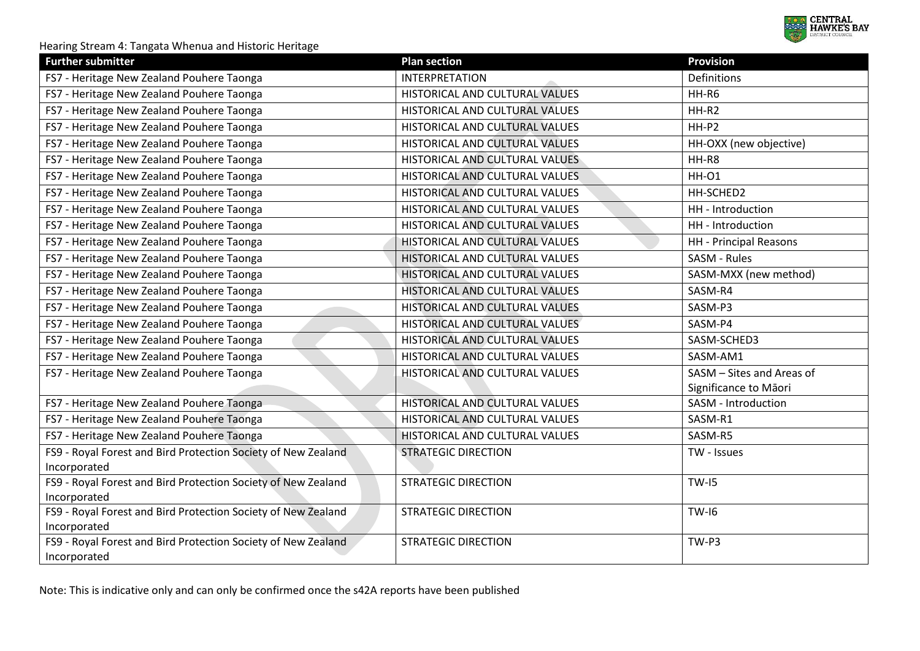Hearing Stream 4: Tangata Whenua and Historic Heritage

| Further submitter | Plan section | Provision |
|---|---|---|
| FS7 - Heritage New Zealand Pouhere Taonga | INTERPRETATION | Definitions |
| FS7 - Heritage New Zealand Pouhere Taonga | HISTORICAL AND CULTURAL VALUES | HH-R6 |
| FS7 - Heritage New Zealand Pouhere Taonga | HISTORICAL AND CULTURAL VALUES | HH-R2 |
| FS7 - Heritage New Zealand Pouhere Taonga | HISTORICAL AND CULTURAL VALUES | HH-P2 |
| FS7 - Heritage New Zealand Pouhere Taonga | HISTORICAL AND CULTURAL VALUES | HH-OXX (new objective) |
| FS7 - Heritage New Zealand Pouhere Taonga | HISTORICAL AND CULTURAL VALUES | HH-R8 |
| FS7 - Heritage New Zealand Pouhere Taonga | HISTORICAL AND CULTURAL VALUES | HH-O1 |
| FS7 - Heritage New Zealand Pouhere Taonga | HISTORICAL AND CULTURAL VALUES | HH-SCHED2 |
| FS7 - Heritage New Zealand Pouhere Taonga | HISTORICAL AND CULTURAL VALUES | HH - Introduction |
| FS7 - Heritage New Zealand Pouhere Taonga | HISTORICAL AND CULTURAL VALUES | HH - Introduction |
| FS7 - Heritage New Zealand Pouhere Taonga | HISTORICAL AND CULTURAL VALUES | HH - Principal Reasons |
| FS7 - Heritage New Zealand Pouhere Taonga | HISTORICAL AND CULTURAL VALUES | SASM - Rules |
| FS7 - Heritage New Zealand Pouhere Taonga | HISTORICAL AND CULTURAL VALUES | SASM-MXX (new method) |
| FS7 - Heritage New Zealand Pouhere Taonga | HISTORICAL AND CULTURAL VALUES | SASM-R4 |
| FS7 - Heritage New Zealand Pouhere Taonga | HISTORICAL AND CULTURAL VALUES | SASM-P3 |
| FS7 - Heritage New Zealand Pouhere Taonga | HISTORICAL AND CULTURAL VALUES | SASM-P4 |
| FS7 - Heritage New Zealand Pouhere Taonga | HISTORICAL AND CULTURAL VALUES | SASM-SCHED3 |
| FS7 - Heritage New Zealand Pouhere Taonga | HISTORICAL AND CULTURAL VALUES | SASM-AM1 |
| FS7 - Heritage New Zealand Pouhere Taonga | HISTORICAL AND CULTURAL VALUES | SASM – Sites and Areas of Significance to Māori |
| FS7 - Heritage New Zealand Pouhere Taonga | HISTORICAL AND CULTURAL VALUES | SASM - Introduction |
| FS7 - Heritage New Zealand Pouhere Taonga | HISTORICAL AND CULTURAL VALUES | SASM-R1 |
| FS7 - Heritage New Zealand Pouhere Taonga | HISTORICAL AND CULTURAL VALUES | SASM-R5 |
| FS9 - Royal Forest and Bird Protection Society of New Zealand Incorporated | STRATEGIC DIRECTION | TW - Issues |
| FS9 - Royal Forest and Bird Protection Society of New Zealand Incorporated | STRATEGIC DIRECTION | TW-I5 |
| FS9 - Royal Forest and Bird Protection Society of New Zealand Incorporated | STRATEGIC DIRECTION | TW-I6 |
| FS9 - Royal Forest and Bird Protection Society of New Zealand Incorporated | STRATEGIC DIRECTION | TW-P3 |

Note: This is indicative only and can only be confirmed once the s42A reports have been published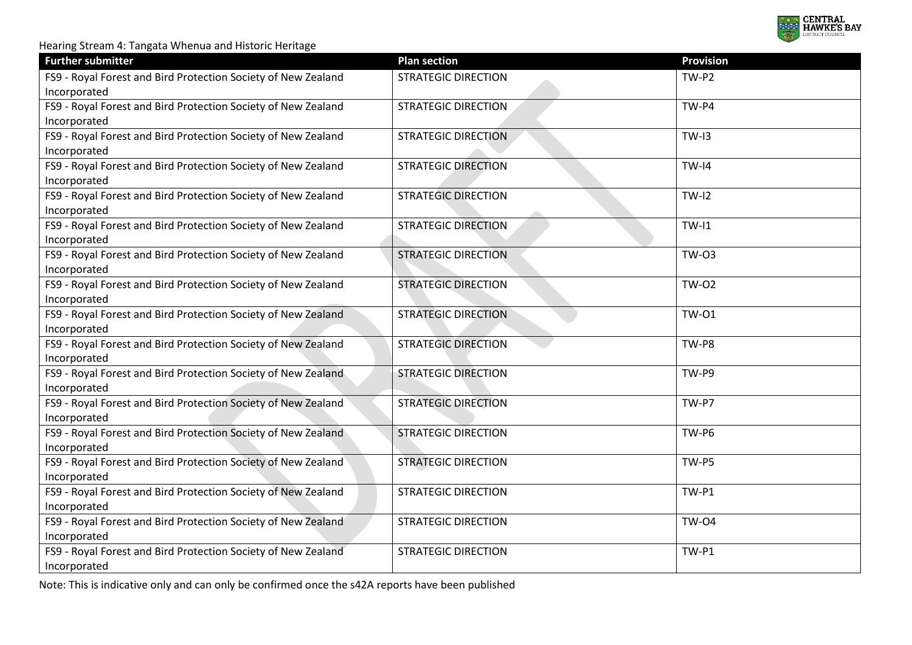Hearing Stream 4: Tangata Whenua and Historic Heritage

| Further submitter | Plan section | Provision |
| --- | --- | --- |
| FS9 - Royal Forest and Bird Protection Society of New Zealand Incorporated | STRATEGIC DIRECTION | TW-P2 |
| FS9 - Royal Forest and Bird Protection Society of New Zealand Incorporated | STRATEGIC DIRECTION | TW-P4 |
| FS9 - Royal Forest and Bird Protection Society of New Zealand Incorporated | STRATEGIC DIRECTION | TW-I3 |
| FS9 - Royal Forest and Bird Protection Society of New Zealand Incorporated | STRATEGIC DIRECTION | TW-I4 |
| FS9 - Royal Forest and Bird Protection Society of New Zealand Incorporated | STRATEGIC DIRECTION | TW-I2 |
| FS9 - Royal Forest and Bird Protection Society of New Zealand Incorporated | STRATEGIC DIRECTION | TW-I1 |
| FS9 - Royal Forest and Bird Protection Society of New Zealand Incorporated | STRATEGIC DIRECTION | TW-O3 |
| FS9 - Royal Forest and Bird Protection Society of New Zealand Incorporated | STRATEGIC DIRECTION | TW-O2 |
| FS9 - Royal Forest and Bird Protection Society of New Zealand Incorporated | STRATEGIC DIRECTION | TW-O1 |
| FS9 - Royal Forest and Bird Protection Society of New Zealand Incorporated | STRATEGIC DIRECTION | TW-P8 |
| FS9 - Royal Forest and Bird Protection Society of New Zealand Incorporated | STRATEGIC DIRECTION | TW-P9 |
| FS9 - Royal Forest and Bird Protection Society of New Zealand Incorporated | STRATEGIC DIRECTION | TW-P7 |
| FS9 - Royal Forest and Bird Protection Society of New Zealand Incorporated | STRATEGIC DIRECTION | TW-P6 |
| FS9 - Royal Forest and Bird Protection Society of New Zealand Incorporated | STRATEGIC DIRECTION | TW-P5 |
| FS9 - Royal Forest and Bird Protection Society of New Zealand Incorporated | STRATEGIC DIRECTION | TW-P1 |
| FS9 - Royal Forest and Bird Protection Society of New Zealand Incorporated | STRATEGIC DIRECTION | TW-O4 |
| FS9 - Royal Forest and Bird Protection Society of New Zealand Incorporated | STRATEGIC DIRECTION | TW-P1 |

Note: This is indicative only and can only be confirmed once the s42A reports have been published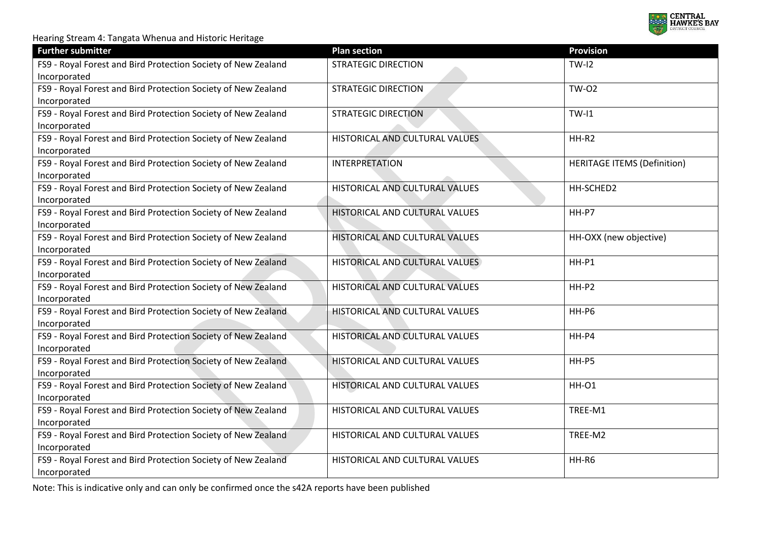Hearing Stream 4: Tangata Whenua and Historic Heritage

| Further submitter | Plan section | Provision |
| --- | --- | --- |
| FS9 - Royal Forest and Bird Protection Society of New Zealand Incorporated | STRATEGIC DIRECTION | TW-I2 |
| FS9 - Royal Forest and Bird Protection Society of New Zealand Incorporated | STRATEGIC DIRECTION | TW-O2 |
| FS9 - Royal Forest and Bird Protection Society of New Zealand Incorporated | STRATEGIC DIRECTION | TW-I1 |
| FS9 - Royal Forest and Bird Protection Society of New Zealand Incorporated | HISTORICAL AND CULTURAL VALUES | HH-R2 |
| FS9 - Royal Forest and Bird Protection Society of New Zealand Incorporated | INTERPRETATION | HERITAGE ITEMS (Definition) |
| FS9 - Royal Forest and Bird Protection Society of New Zealand Incorporated | HISTORICAL AND CULTURAL VALUES | HH-SCHED2 |
| FS9 - Royal Forest and Bird Protection Society of New Zealand Incorporated | HISTORICAL AND CULTURAL VALUES | HH-P7 |
| FS9 - Royal Forest and Bird Protection Society of New Zealand Incorporated | HISTORICAL AND CULTURAL VALUES | HH-OXX (new objective) |
| FS9 - Royal Forest and Bird Protection Society of New Zealand Incorporated | HISTORICAL AND CULTURAL VALUES | HH-P1 |
| FS9 - Royal Forest and Bird Protection Society of New Zealand Incorporated | HISTORICAL AND CULTURAL VALUES | HH-P2 |
| FS9 - Royal Forest and Bird Protection Society of New Zealand Incorporated | HISTORICAL AND CULTURAL VALUES | HH-P6 |
| FS9 - Royal Forest and Bird Protection Society of New Zealand Incorporated | HISTORICAL AND CULTURAL VALUES | HH-P4 |
| FS9 - Royal Forest and Bird Protection Society of New Zealand Incorporated | HISTORICAL AND CULTURAL VALUES | HH-P5 |
| FS9 - Royal Forest and Bird Protection Society of New Zealand Incorporated | HISTORICAL AND CULTURAL VALUES | HH-O1 |
| FS9 - Royal Forest and Bird Protection Society of New Zealand Incorporated | HISTORICAL AND CULTURAL VALUES | TREE-M1 |
| FS9 - Royal Forest and Bird Protection Society of New Zealand Incorporated | HISTORICAL AND CULTURAL VALUES | TREE-M2 |
| FS9 - Royal Forest and Bird Protection Society of New Zealand Incorporated | HISTORICAL AND CULTURAL VALUES | HH-R6 |

Note: This is indicative only and can only be confirmed once the s42A reports have been published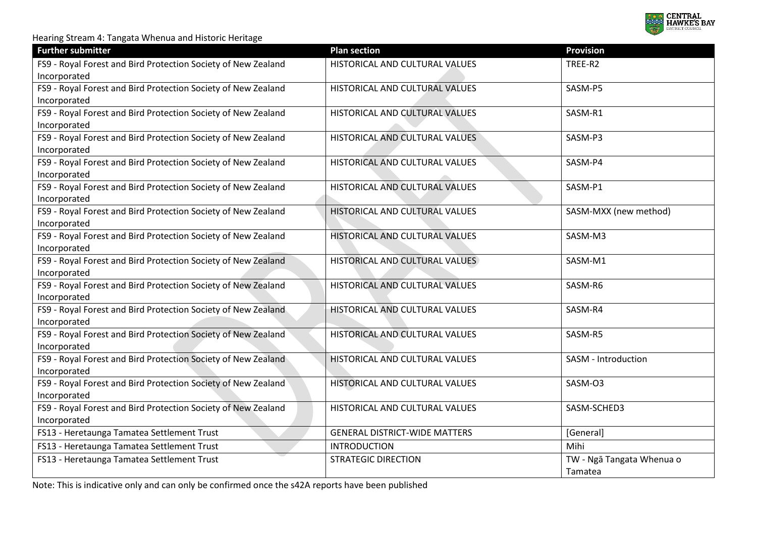Hearing Stream 4: Tangata Whenua and Historic Heritage

| Further submitter | Plan section | Provision |
| --- | --- | --- |
| FS9 - Royal Forest and Bird Protection Society of New Zealand Incorporated | HISTORICAL AND CULTURAL VALUES | TREE-R2 |
| FS9 - Royal Forest and Bird Protection Society of New Zealand Incorporated | HISTORICAL AND CULTURAL VALUES | SASM-P5 |
| FS9 - Royal Forest and Bird Protection Society of New Zealand Incorporated | HISTORICAL AND CULTURAL VALUES | SASM-R1 |
| FS9 - Royal Forest and Bird Protection Society of New Zealand Incorporated | HISTORICAL AND CULTURAL VALUES | SASM-P3 |
| FS9 - Royal Forest and Bird Protection Society of New Zealand Incorporated | HISTORICAL AND CULTURAL VALUES | SASM-P4 |
| FS9 - Royal Forest and Bird Protection Society of New Zealand Incorporated | HISTORICAL AND CULTURAL VALUES | SASM-P1 |
| FS9 - Royal Forest and Bird Protection Society of New Zealand Incorporated | HISTORICAL AND CULTURAL VALUES | SASM-MXX (new method) |
| FS9 - Royal Forest and Bird Protection Society of New Zealand Incorporated | HISTORICAL AND CULTURAL VALUES | SASM-M3 |
| FS9 - Royal Forest and Bird Protection Society of New Zealand Incorporated | HISTORICAL AND CULTURAL VALUES | SASM-M1 |
| FS9 - Royal Forest and Bird Protection Society of New Zealand Incorporated | HISTORICAL AND CULTURAL VALUES | SASM-R6 |
| FS9 - Royal Forest and Bird Protection Society of New Zealand Incorporated | HISTORICAL AND CULTURAL VALUES | SASM-R4 |
| FS9 - Royal Forest and Bird Protection Society of New Zealand Incorporated | HISTORICAL AND CULTURAL VALUES | SASM-R5 |
| FS9 - Royal Forest and Bird Protection Society of New Zealand Incorporated | HISTORICAL AND CULTURAL VALUES | SASM - Introduction |
| FS9 - Royal Forest and Bird Protection Society of New Zealand Incorporated | HISTORICAL AND CULTURAL VALUES | SASM-O3 |
| FS9 - Royal Forest and Bird Protection Society of New Zealand Incorporated | HISTORICAL AND CULTURAL VALUES | SASM-SCHED3 |
| FS13 - Heretaunga Tamatea Settlement Trust | GENERAL DISTRICT-WIDE MATTERS | [General] |
| FS13 - Heretaunga Tamatea Settlement Trust | INTRODUCTION | Mihi |
| FS13 - Heretaunga Tamatea Settlement Trust | STRATEGIC DIRECTION | TW - Ngā Tangata Whenua o Tamatea |

Note: This is indicative only and can only be confirmed once the s42A reports have been published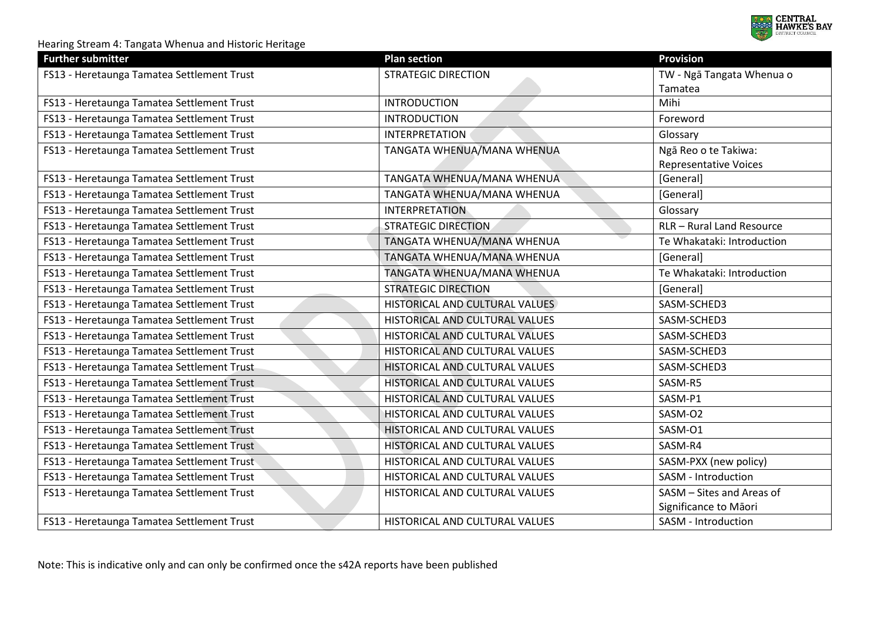Hearing Stream 4: Tangata Whenua and Historic Heritage

| Further submitter | Plan section | Provision |
| --- | --- | --- |
| FS13 - Heretaunga Tamatea Settlement Trust | STRATEGIC DIRECTION | TW - Ngā Tangata Whenua o Tamatea |
| FS13 - Heretaunga Tamatea Settlement Trust | INTRODUCTION | Mihi |
| FS13 - Heretaunga Tamatea Settlement Trust | INTRODUCTION | Foreword |
| FS13 - Heretaunga Tamatea Settlement Trust | INTERPRETATION | Glossary |
| FS13 - Heretaunga Tamatea Settlement Trust | TANGATA WHENUA/MANA WHENUA | Ngā Reo o te Takiwa: Representative Voices |
| FS13 - Heretaunga Tamatea Settlement Trust | TANGATA WHENUA/MANA WHENUA | [General] |
| FS13 - Heretaunga Tamatea Settlement Trust | TANGATA WHENUA/MANA WHENUA | [General] |
| FS13 - Heretaunga Tamatea Settlement Trust | INTERPRETATION | Glossary |
| FS13 - Heretaunga Tamatea Settlement Trust | STRATEGIC DIRECTION | RLR – Rural Land Resource |
| FS13 - Heretaunga Tamatea Settlement Trust | TANGATA WHENUA/MANA WHENUA | Te Whakataki: Introduction |
| FS13 - Heretaunga Tamatea Settlement Trust | TANGATA WHENUA/MANA WHENUA | [General] |
| FS13 - Heretaunga Tamatea Settlement Trust | TANGATA WHENUA/MANA WHENUA | Te Whakataki: Introduction |
| FS13 - Heretaunga Tamatea Settlement Trust | STRATEGIC DIRECTION | [General] |
| FS13 - Heretaunga Tamatea Settlement Trust | HISTORICAL AND CULTURAL VALUES | SASM-SCHED3 |
| FS13 - Heretaunga Tamatea Settlement Trust | HISTORICAL AND CULTURAL VALUES | SASM-SCHED3 |
| FS13 - Heretaunga Tamatea Settlement Trust | HISTORICAL AND CULTURAL VALUES | SASM-SCHED3 |
| FS13 - Heretaunga Tamatea Settlement Trust | HISTORICAL AND CULTURAL VALUES | SASM-SCHED3 |
| FS13 - Heretaunga Tamatea Settlement Trust | HISTORICAL AND CULTURAL VALUES | SASM-SCHED3 |
| FS13 - Heretaunga Tamatea Settlement Trust | HISTORICAL AND CULTURAL VALUES | SASM-R5 |
| FS13 - Heretaunga Tamatea Settlement Trust | HISTORICAL AND CULTURAL VALUES | SASM-P1 |
| FS13 - Heretaunga Tamatea Settlement Trust | HISTORICAL AND CULTURAL VALUES | SASM-O2 |
| FS13 - Heretaunga Tamatea Settlement Trust | HISTORICAL AND CULTURAL VALUES | SASM-O1 |
| FS13 - Heretaunga Tamatea Settlement Trust | HISTORICAL AND CULTURAL VALUES | SASM-R4 |
| FS13 - Heretaunga Tamatea Settlement Trust | HISTORICAL AND CULTURAL VALUES | SASM-PXX (new policy) |
| FS13 - Heretaunga Tamatea Settlement Trust | HISTORICAL AND CULTURAL VALUES | SASM - Introduction |
| FS13 - Heretaunga Tamatea Settlement Trust | HISTORICAL AND CULTURAL VALUES | SASM – Sites and Areas of Significance to Māori |
| FS13 - Heretaunga Tamatea Settlement Trust | HISTORICAL AND CULTURAL VALUES | SASM - Introduction |

Note: This is indicative only and can only be confirmed once the s42A reports have been published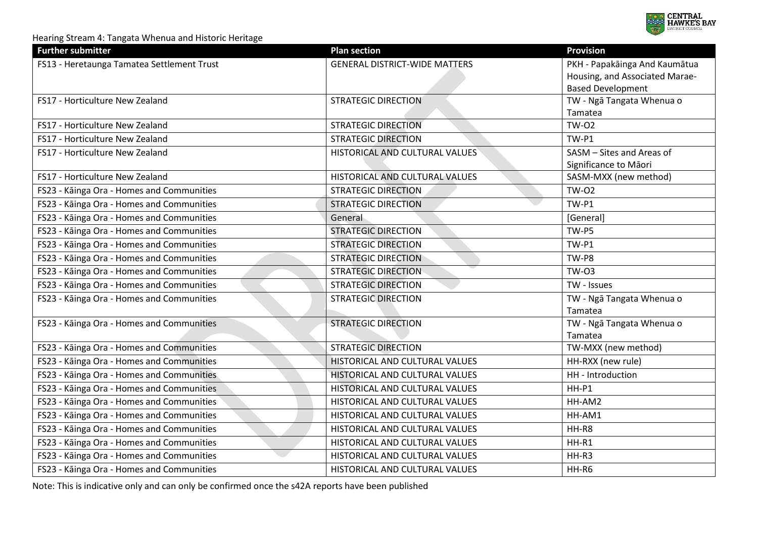Hearing Stream 4: Tangata Whenua and Historic Heritage

| Further submitter | Plan section | Provision |
| --- | --- | --- |
| FS13 - Heretaunga Tamatea Settlement Trust | GENERAL DISTRICT-WIDE MATTERS | PKH - Papakāinga And Kaumātua Housing, and Associated Marae-Based Development |
| FS17 - Horticulture New Zealand | STRATEGIC DIRECTION | TW - Ngā Tangata Whenua o Tamatea |
| FS17 - Horticulture New Zealand | STRATEGIC DIRECTION | TW-O2 |
| FS17 - Horticulture New Zealand | STRATEGIC DIRECTION | TW-P1 |
| FS17 - Horticulture New Zealand | HISTORICAL AND CULTURAL VALUES | SASM – Sites and Areas of Significance to Māori |
| FS17 - Horticulture New Zealand | HISTORICAL AND CULTURAL VALUES | SASM-MXX (new method) |
| FS23 - Kāinga Ora - Homes and Communities | STRATEGIC DIRECTION | TW-O2 |
| FS23 - Kāinga Ora - Homes and Communities | STRATEGIC DIRECTION | TW-P1 |
| FS23 - Kāinga Ora - Homes and Communities | General | [General] |
| FS23 - Kāinga Ora - Homes and Communities | STRATEGIC DIRECTION | TW-P5 |
| FS23 - Kāinga Ora - Homes and Communities | STRATEGIC DIRECTION | TW-P1 |
| FS23 - Kāinga Ora - Homes and Communities | STRATEGIC DIRECTION | TW-P8 |
| FS23 - Kāinga Ora - Homes and Communities | STRATEGIC DIRECTION | TW-O3 |
| FS23 - Kāinga Ora - Homes and Communities | STRATEGIC DIRECTION | TW - Issues |
| FS23 - Kāinga Ora - Homes and Communities | STRATEGIC DIRECTION | TW - Ngā Tangata Whenua o Tamatea |
| FS23 - Kāinga Ora - Homes and Communities | STRATEGIC DIRECTION | TW - Ngā Tangata Whenua o Tamatea |
| FS23 - Kāinga Ora - Homes and Communities | STRATEGIC DIRECTION | TW-MXX (new method) |
| FS23 - Kāinga Ora - Homes and Communities | HISTORICAL AND CULTURAL VALUES | HH-RXX (new rule) |
| FS23 - Kāinga Ora - Homes and Communities | HISTORICAL AND CULTURAL VALUES | HH - Introduction |
| FS23 - Kāinga Ora - Homes and Communities | HISTORICAL AND CULTURAL VALUES | HH-P1 |
| FS23 - Kāinga Ora - Homes and Communities | HISTORICAL AND CULTURAL VALUES | HH-AM2 |
| FS23 - Kāinga Ora - Homes and Communities | HISTORICAL AND CULTURAL VALUES | HH-AM1 |
| FS23 - Kāinga Ora - Homes and Communities | HISTORICAL AND CULTURAL VALUES | HH-R8 |
| FS23 - Kāinga Ora - Homes and Communities | HISTORICAL AND CULTURAL VALUES | HH-R1 |
| FS23 - Kāinga Ora - Homes and Communities | HISTORICAL AND CULTURAL VALUES | HH-R3 |
| FS23 - Kāinga Ora - Homes and Communities | HISTORICAL AND CULTURAL VALUES | HH-R6 |

Note: This is indicative only and can only be confirmed once the s42A reports have been published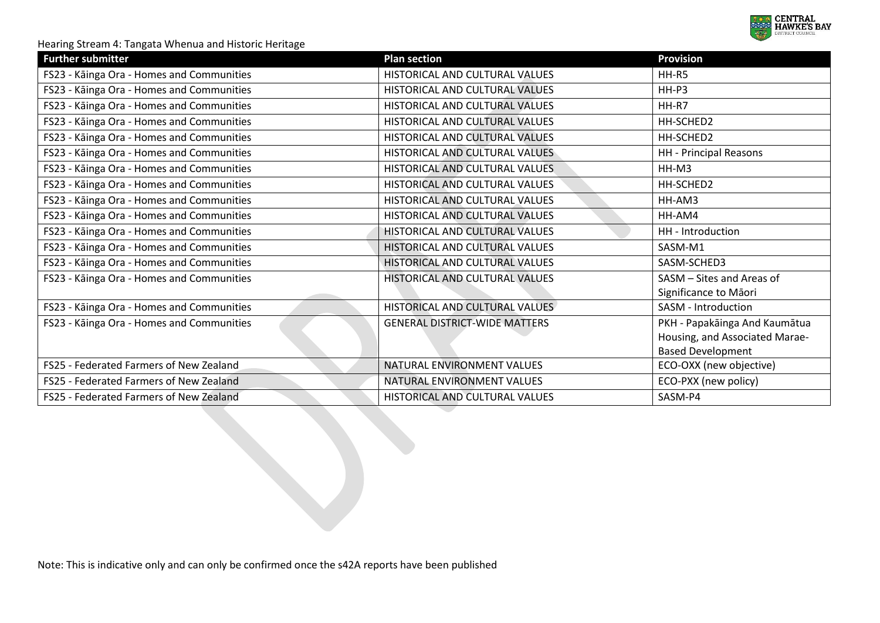Hearing Stream 4: Tangata Whenua and Historic Heritage

| Further submitter | Plan section | Provision |
|---|---|---|
| FS23 - Kāinga Ora - Homes and Communities | HISTORICAL AND CULTURAL VALUES | HH-R5 |
| FS23 - Kāinga Ora - Homes and Communities | HISTORICAL AND CULTURAL VALUES | HH-P3 |
| FS23 - Kāinga Ora - Homes and Communities | HISTORICAL AND CULTURAL VALUES | HH-R7 |
| FS23 - Kāinga Ora - Homes and Communities | HISTORICAL AND CULTURAL VALUES | HH-SCHED2 |
| FS23 - Kāinga Ora - Homes and Communities | HISTORICAL AND CULTURAL VALUES | HH-SCHED2 |
| FS23 - Kāinga Ora - Homes and Communities | HISTORICAL AND CULTURAL VALUES | HH - Principal Reasons |
| FS23 - Kāinga Ora - Homes and Communities | HISTORICAL AND CULTURAL VALUES | HH-M3 |
| FS23 - Kāinga Ora - Homes and Communities | HISTORICAL AND CULTURAL VALUES | HH-SCHED2 |
| FS23 - Kāinga Ora - Homes and Communities | HISTORICAL AND CULTURAL VALUES | HH-AM3 |
| FS23 - Kāinga Ora - Homes and Communities | HISTORICAL AND CULTURAL VALUES | HH-AM4 |
| FS23 - Kāinga Ora - Homes and Communities | HISTORICAL AND CULTURAL VALUES | HH - Introduction |
| FS23 - Kāinga Ora - Homes and Communities | HISTORICAL AND CULTURAL VALUES | SASM-M1 |
| FS23 - Kāinga Ora - Homes and Communities | HISTORICAL AND CULTURAL VALUES | SASM-SCHED3 |
| FS23 - Kāinga Ora - Homes and Communities | HISTORICAL AND CULTURAL VALUES | SASM – Sites and Areas of Significance to Māori |
| FS23 - Kāinga Ora - Homes and Communities | HISTORICAL AND CULTURAL VALUES | SASM - Introduction |
| FS23 - Kāinga Ora - Homes and Communities | GENERAL DISTRICT-WIDE MATTERS | PKH - Papakāinga And Kaumātua Housing, and Associated Marae-Based Development |
| FS25 - Federated Farmers of New Zealand | NATURAL ENVIRONMENT VALUES | ECO-OXX (new objective) |
| FS25 - Federated Farmers of New Zealand | NATURAL ENVIRONMENT VALUES | ECO-PXX (new policy) |
| FS25 - Federated Farmers of New Zealand | HISTORICAL AND CULTURAL VALUES | SASM-P4 |

Note: This is indicative only and can only be confirmed once the s42A reports have been published